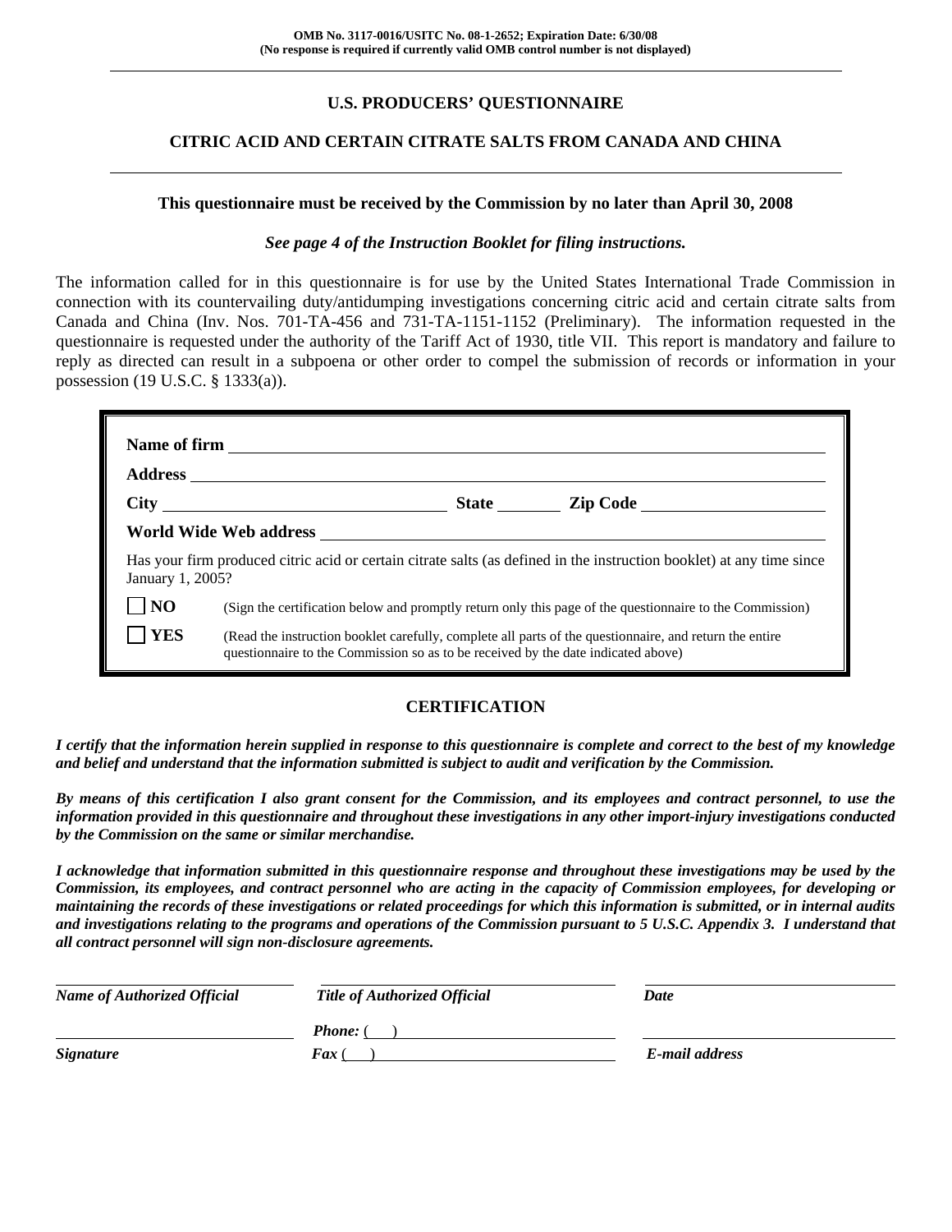**OMB No. 3117-0016/USITC No. 08-1-2652; Expiration Date: 6/30/08**
**(No response is required if currently valid OMB control number is not displayed)**

# U.S. PRODUCERS' QUESTIONNAIRE

## CITRIC ACID AND CERTAIN CITRATE SALTS FROM CANADA AND CHINA

**This questionnaire must be received by the Commission by no later than April 30, 2008**

***See page 4 of the Instruction Booklet for filing instructions.***

The information called for in this questionnaire is for use by the United States International Trade Commission in connection with its countervailing duty/antidumping investigations concerning citric acid and certain citrate salts from Canada and China (Inv. Nos. 701-TA-456 and 731-TA-1151-1152 (Preliminary). The information requested in the questionnaire is requested under the authority of the Tariff Act of 1930, title VII. This report is mandatory and failure to reply as directed can result in a subpoena or other order to compel the submission of records or information in your possession (19 U.S.C. § 1333(a)).

**Name of firm** ______________________________

**Address** ______________________________

**City** ______________ **State** ________ **Zip Code** ______________

**World Wide Web address** ______________________________

Has your firm produced citric acid or certain citrate salts (as defined in the instruction booklet) at any time since January 1, 2005?

☐ **NO** (Sign the certification below and promptly return only this page of the questionnaire to the Commission)

☐ **YES** (Read the instruction booklet carefully, complete all parts of the questionnaire, and return the entire questionnaire to the Commission so as to be received by the date indicated above)

## CERTIFICATION

***I certify that the information herein supplied in response to this questionnaire is complete and correct to the best of my knowledge and belief and understand that the information submitted is subject to audit and verification by the Commission.***

***By means of this certification I also grant consent for the Commission, and its employees and contract personnel, to use the information provided in this questionnaire and throughout these investigations in any other import-injury investigations conducted by the Commission on the same or similar merchandise.***

***I acknowledge that information submitted in this questionnaire response and throughout these investigations may be used by the Commission, its employees, and contract personnel who are acting in the capacity of Commission employees, for developing or maintaining the records of these investigations or related proceedings for which this information is submitted, or in internal audits and investigations relating to the programs and operations of the Commission pursuant to 5 U.S.C. Appendix 3. I understand that all contract personnel will sign non-disclosure agreements.***

| ______________________ | ______________________ | ______________________ |
|---|---|---|
| ***Name of Authorized Official*** | ***Title of Authorized Official*** | ***Date*** |
| ______________________ | ***Phone:*** ( ) ______________ | ______________________ |
| ***Signature*** | ***Fax*** ( ) ______________ | ***E-mail address*** |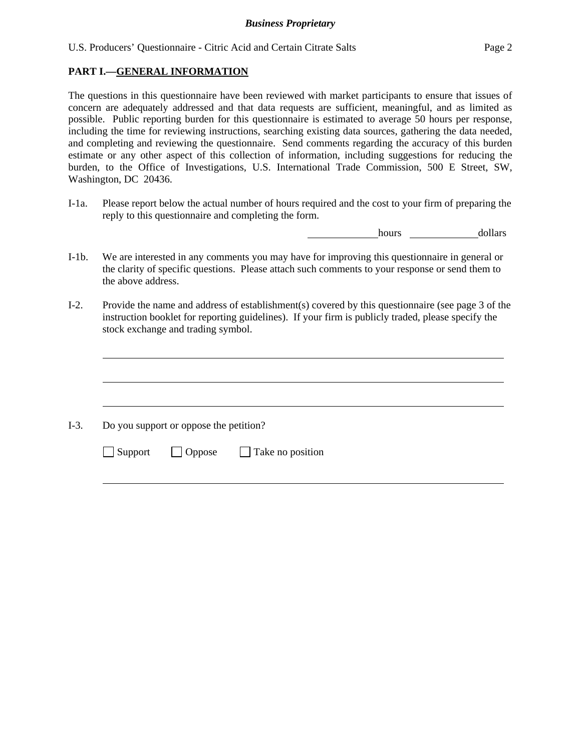## PART I.—GENERAL INFORMATION

The questions in this questionnaire have been reviewed with market participants to ensure that issues of concern are adequately addressed and that data requests are sufficient, meaningful, and as limited as possible. Public reporting burden for this questionnaire is estimated to average 50 hours per response, including the time for reviewing instructions, searching existing data sources, gathering the data needed, and completing and reviewing the questionnaire. Send comments regarding the accuracy of this burden estimate or any other aspect of this collection of information, including suggestions for reducing the burden, to the Office of Investigations, U.S. International Trade Commission, 500 E Street, SW, Washington, DC 20436.

I-1a. Please report below the actual number of hours required and the cost to your firm of preparing the reply to this questionnaire and completing the form.

______________ hours ______________ dollars

I-1b. We are interested in any comments you may have for improving this questionnaire in general or the clarity of specific questions. Please attach such comments to your response or send them to the above address.

I-2. Provide the name and address of establishment(s) covered by this questionnaire (see page 3 of the instruction booklet for reporting guidelines). If your firm is publicly traded, please specify the stock exchange and trading symbol.

________________________________________________________________

________________________________________________________________

________________________________________________________________

I-3. Do you support or oppose the petition?

☐ Support ☐ Oppose ☐ Take no position

________________________________________________________________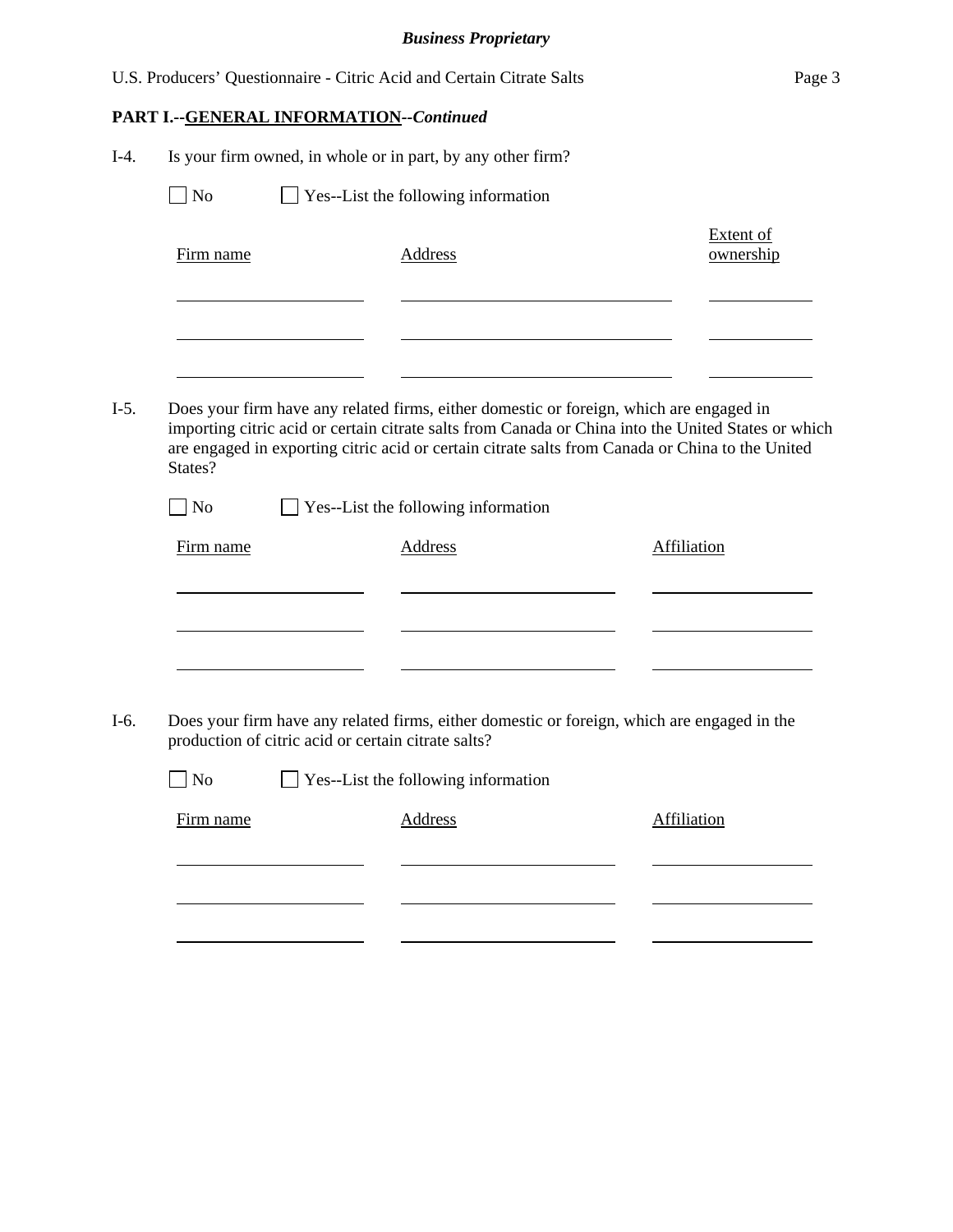**PART I.--GENERAL INFORMATION--*Continued***

I-4. Is your firm owned, in whole or in part, by any other firm?

☐ No ☐ Yes--List the following information

| Firm name | Address | Extent of ownership |
|---|---|---|
| | | |
| | | |
| | | |

I-5. Does your firm have any related firms, either domestic or foreign, which are engaged in importing citric acid or certain citrate salts from Canada or China into the United States or which are engaged in exporting citric acid or certain citrate salts from Canada or China to the United States?

☐ No ☐ Yes--List the following information

| Firm name | Address | Affiliation |
|---|---|---|
| | | |
| | | |
| | | |

I-6. Does your firm have any related firms, either domestic or foreign, which are engaged in the production of citric acid or certain citrate salts?

☐ No ☐ Yes--List the following information

| Firm name | Address | Affiliation |
|---|---|---|
| | | |
| | | |
| | | |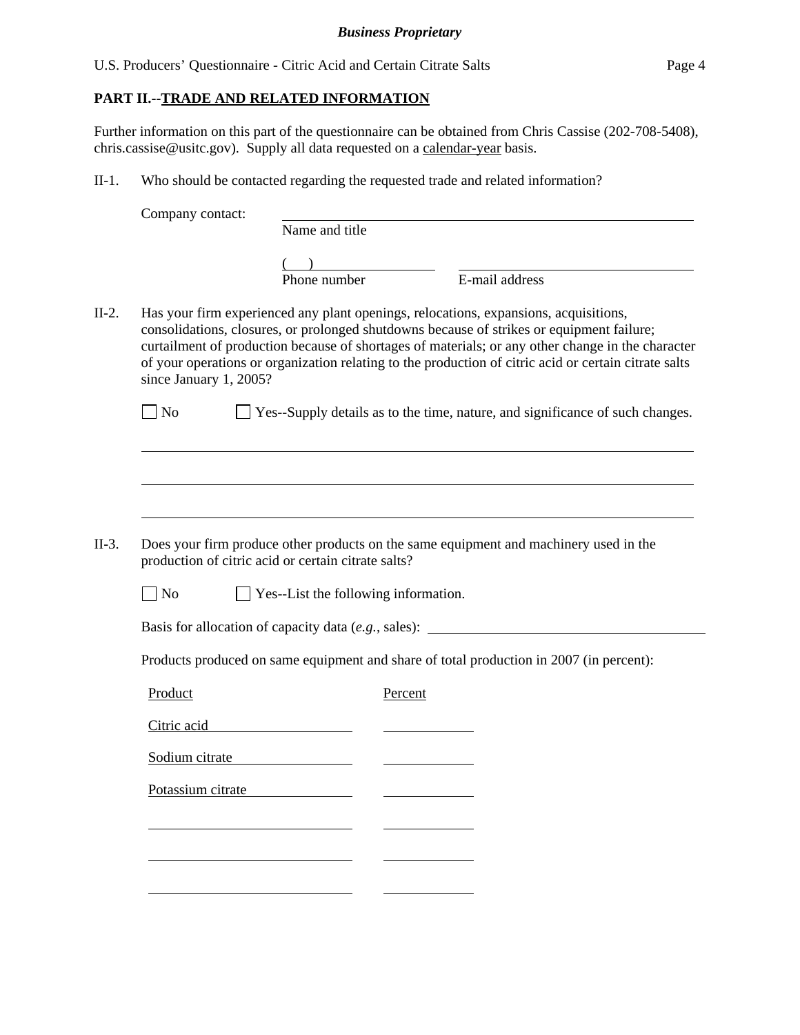## PART II.--TRADE AND RELATED INFORMATION

Further information on this part of the questionnaire can be obtained from Chris Cassise (202-708-5408), chris.cassise@usitc.gov). Supply all data requested on a calendar-year basis.

II-1. Who should be contacted regarding the requested trade and related information?

Company contact: ______________________________
Name and title

(    ) ______________ ______________________
Phone number E-mail address

II-2. Has your firm experienced any plant openings, relocations, expansions, acquisitions, consolidations, closures, or prolonged shutdowns because of strikes or equipment failure; curtailment of production because of shortages of materials; or any other change in the character of your operations or organization relating to the production of citric acid or certain citrate salts since January 1, 2005?

☐ No ☐ Yes--Supply details as to the time, nature, and significance of such changes.

______________________________________________

______________________________________________

______________________________________________

II-3. Does your firm produce other products on the same equipment and machinery used in the production of citric acid or certain citrate salts?

☐ No ☐ Yes--List the following information.

Basis for allocation of capacity data (*e.g.*, sales): ______________________

Products produced on same equipment and share of total production in 2007 (in percent):

| Product | Percent |
| --- | --- |
| Citric acid | |
| Sodium citrate | |
| Potassium citrate | |
| | |
| | |
| | |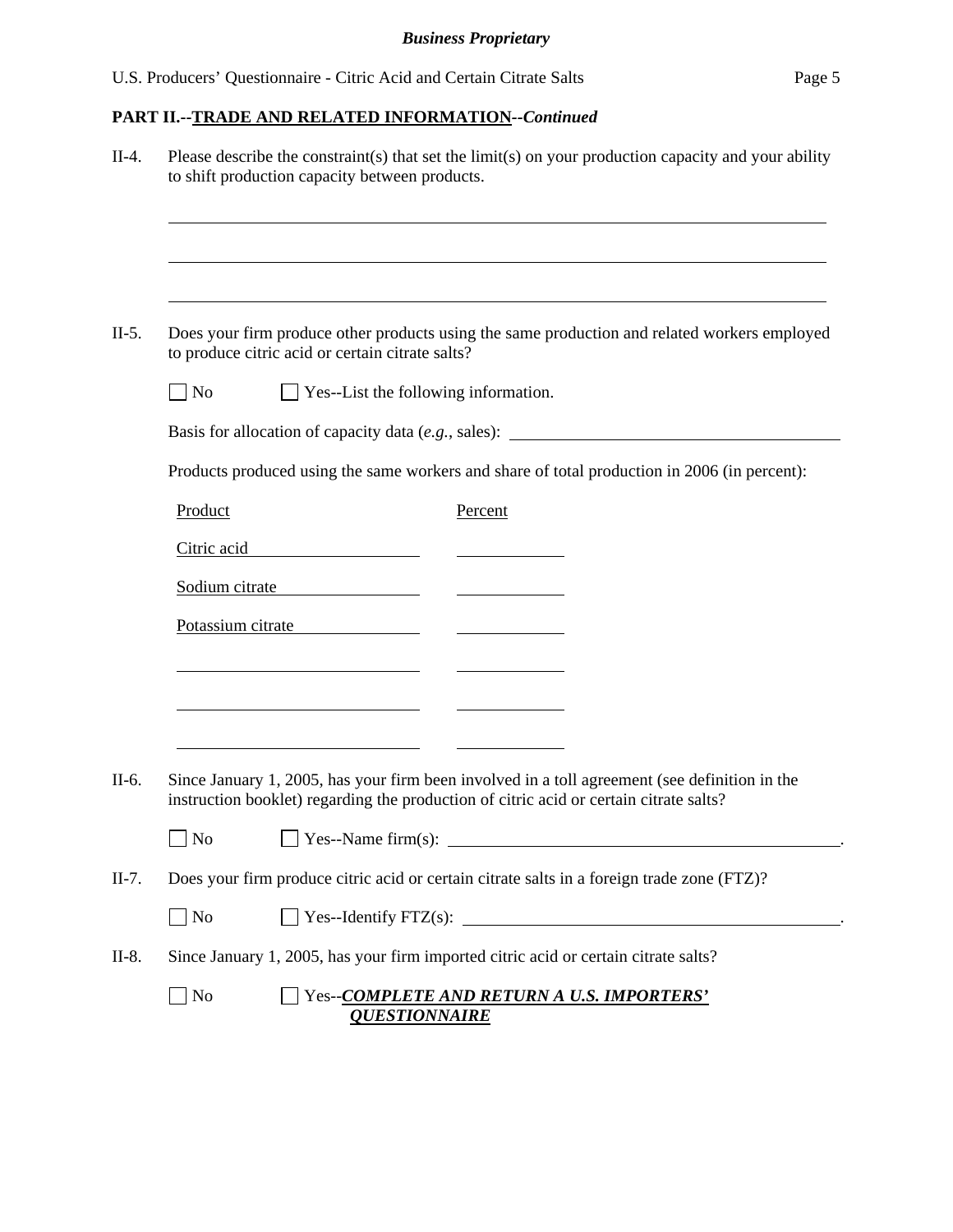**PART II.--TRADE AND RELATED INFORMATION--*Continued***

II-4. Please describe the constraint(s) that set the limit(s) on your production capacity and your ability to shift production capacity between products.

\_\_\_\_\_\_\_\_\_\_\_\_\_\_\_\_\_\_\_\_\_\_\_\_\_\_\_\_\_\_\_\_\_\_\_\_\_\_\_\_\_\_\_\_\_\_\_\_\_\_\_\_\_\_\_\_\_\_\_\_\_\_\_\_\_\_\_\_\_\_\_\_\_\_\_\_

\_\_\_\_\_\_\_\_\_\_\_\_\_\_\_\_\_\_\_\_\_\_\_\_\_\_\_\_\_\_\_\_\_\_\_\_\_\_\_\_\_\_\_\_\_\_\_\_\_\_\_\_\_\_\_\_\_\_\_\_\_\_\_\_\_\_\_\_\_\_\_\_\_\_\_\_

\_\_\_\_\_\_\_\_\_\_\_\_\_\_\_\_\_\_\_\_\_\_\_\_\_\_\_\_\_\_\_\_\_\_\_\_\_\_\_\_\_\_\_\_\_\_\_\_\_\_\_\_\_\_\_\_\_\_\_\_\_\_\_\_\_\_\_\_\_\_\_\_\_\_\_\_

II-5. Does your firm produce other products using the same production and related workers employed to produce citric acid or certain citrate salts?

☐ No ☐ Yes--List the following information.

Basis for allocation of capacity data (*e.g.*, sales): \_\_\_\_\_\_\_\_\_\_\_\_\_\_\_\_\_\_\_\_\_\_\_\_\_\_\_\_\_\_\_\_\_\_\_\_\_\_\_\_

Products produced using the same workers and share of total production in 2006 (in percent):

| Product | Percent |
|---|---|
| Citric acid | |
| Sodium citrate | |
| Potassium citrate | |
| | |
| | |
| | |

II-6. Since January 1, 2005, has your firm been involved in a toll agreement (see definition in the instruction booklet) regarding the production of citric acid or certain citrate salts?

☐ No ☐ Yes--Name firm(s): \_\_\_\_\_\_\_\_\_\_\_\_\_\_\_\_\_\_\_\_\_\_\_\_\_\_\_\_\_\_\_\_\_\_\_\_\_\_\_\_\_\_\_\_\_\_\_\_.

II-7. Does your firm produce citric acid or certain citrate salts in a foreign trade zone (FTZ)?

☐ No ☐ Yes--Identify FTZ(s): \_\_\_\_\_\_\_\_\_\_\_\_\_\_\_\_\_\_\_\_\_\_\_\_\_\_\_\_\_\_\_\_\_\_\_\_\_\_\_\_\_\_\_\_\_\_\_\_.

II-8. Since January 1, 2005, has your firm imported citric acid or certain citrate salts?

☐ No ☐ Yes--***COMPLETE AND RETURN A U.S. IMPORTERS' QUESTIONNAIRE***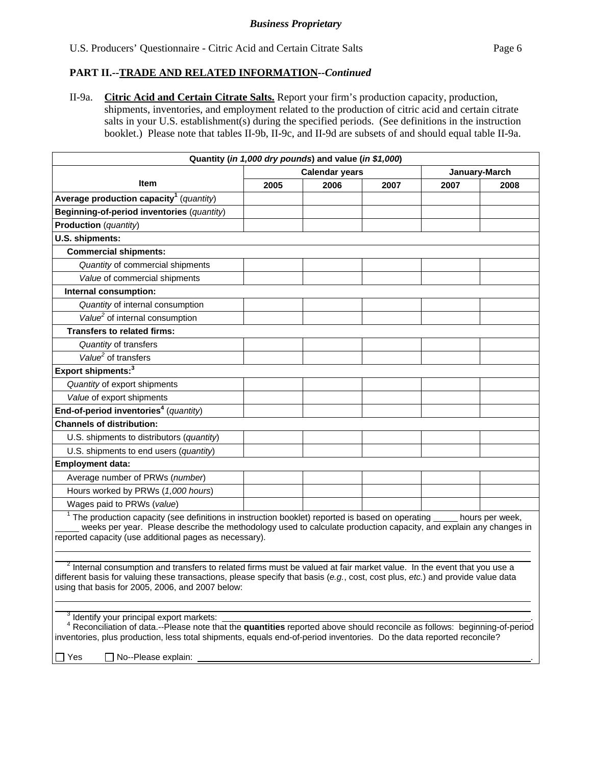**Business Proprietary**

U.S. Producers' Questionnaire - Citric Acid and Certain Citrate Salts

## PART II.--TRADE AND RELATED INFORMATION--*Continued*

II-9a. **Citric Acid and Certain Citrate Salts.** Report your firm's production capacity, production, shipments, inventories, and employment related to the production of citric acid and certain citrate salts in your U.S. establishment(s) during the specified periods. (See definitions in the instruction booklet.) Please note that tables II-9b, II-9c, and II-9d are subsets of and should equal table II-9a.

| Quantity (*in 1,000 dry pounds*) and value (*in $1,000*) | | | | | |
|---|---|---|---|---|---|
| **Item** | **Calendar years** | | | **January-March** | |
| | **2005** | **2006** | **2007** | **2007** | **2008** |
| **Average production capacity**[1] (*quantity*) | | | | | |
| **Beginning-of-period inventories** (*quantity*) | | | | | |
| **Production** (*quantity*) | | | | | |
| **U.S. shipments:** | | | | | |
| **Commercial shipments:** | | | | | |
| *Quantity* of commercial shipments | | | | | |
| *Value* of commercial shipments | | | | | |
| **Internal consumption:** | | | | | |
| *Quantity* of internal consumption | | | | | |
| *Value*[2] of internal consumption | | | | | |
| **Transfers to related firms:** | | | | | |
| *Quantity* of transfers | | | | | |
| *Value*[2] of transfers | | | | | |
| **Export shipments:**[3] | | | | | |
| *Quantity* of export shipments | | | | | |
| *Value* of export shipments | | | | | |
| **End-of-period inventories**[4] (*quantity*) | | | | | |
| **Channels of distribution:** | | | | | |
| U.S. shipments to distributors (*quantity*) | | | | | |
| U.S. shipments to end users (*quantity*) | | | | | |
| **Employment data:** | | | | | |
| Average number of PRWs (*number*) | | | | | |
| Hours worked by PRWs (*1,000 hours*) | | | | | |
| Wages paid to PRWs (*value*) | | | | | |

[1] The production capacity (see definitions in instruction booklet) reported is based on operating _____ hours per week, _____ weeks per year. Please describe the methodology used to calculate production capacity, and explain any changes in reported capacity (use additional pages as necessary).

______________________________________________________________________________

______________________________________________________________________________

[2] Internal consumption and transfers to related firms must be valued at fair market value. In the event that you use a different basis for valuing these transactions, please specify that basis (*e.g.*, cost, cost plus, *etc.*) and provide value data using that basis for 2005, 2006, and 2007 below:

______________________________________________________________________________

______________________________________________________________________________

[3] Identify your principal export markets: ____________________________________________.

[4] Reconciliation of data.--Please note that the **quantities** reported above should reconcile as follows: beginning-of-period inventories, plus production, less total shipments, equals end-of-period inventories. Do the data reported reconcile?

☐ Yes ☐ No--Please explain: ____________________________________________.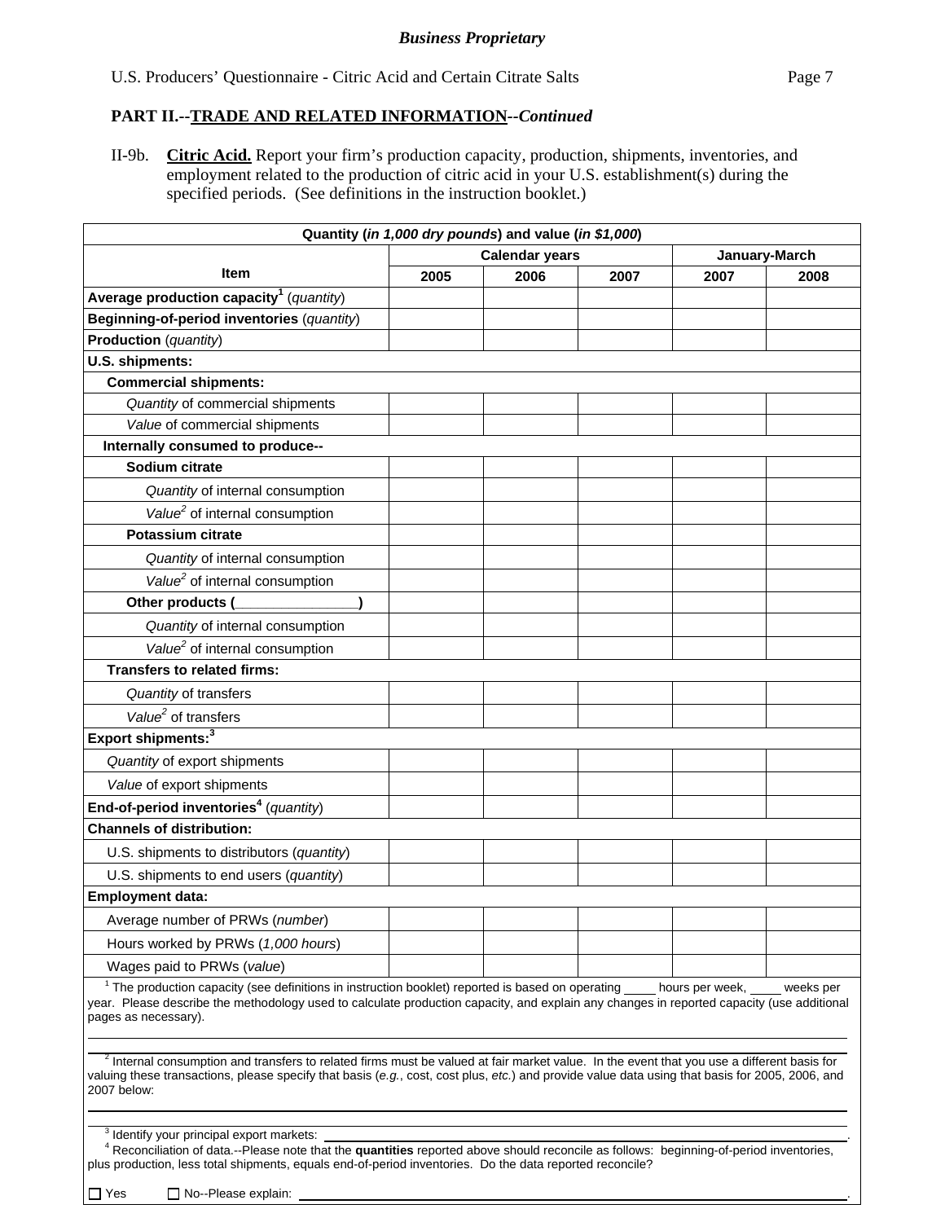*Business Proprietary*

## PART II.--TRADE AND RELATED INFORMATION--*Continued*

II-9b. **Citric Acid.** Report your firm's production capacity, production, shipments, inventories, and employment related to the production of citric acid in your U.S. establishment(s) during the specified periods. (See definitions in the instruction booklet.)

| Quantity (*in 1,000 dry pounds*) and value (*in $1,000*) | | | | | |
|---|---|---|---|---|---|
| **Item** | **Calendar years** | | | **January-March** | |
| | **2005** | **2006** | **2007** | **2007** | **2008** |
| **Average production capacity**[1] (*quantity*) | | | | | |
| **Beginning-of-period inventories** (*quantity*) | | | | | |
| **Production** (*quantity*) | | | | | |
| **U.S. shipments:** | | | | | |
| **Commercial shipments:** | | | | | |
| *Quantity* of commercial shipments | | | | | |
| *Value* of commercial shipments | | | | | |
| **Internally consumed to produce--** | | | | | |
| **Sodium citrate** | | | | | |
| *Quantity* of internal consumption | | | | | |
| *Value*[2] of internal consumption | | | | | |
| **Potassium citrate** | | | | | |
| *Quantity* of internal consumption | | | | | |
| *Value*[2] of internal consumption | | | | | |
| **Other products (_______________)** | | | | | |
| *Quantity* of internal consumption | | | | | |
| *Value*[2] of internal consumption | | | | | |
| **Transfers to related firms:** | | | | | |
| *Quantity* of transfers | | | | | |
| *Value*[2] of transfers | | | | | |
| **Export shipments:**[3] | | | | | |
| *Quantity* of export shipments | | | | | |
| *Value* of export shipments | | | | | |
| **End-of-period inventories**[4] (*quantity*) | | | | | |
| **Channels of distribution:** | | | | | |
| U.S. shipments to distributors (*quantity*) | | | | | |
| U.S. shipments to end users (*quantity*) | | | | | |
| **Employment data:** | | | | | |
| Average number of PRWs (*number*) | | | | | |
| Hours worked by PRWs (*1,000 hours*) | | | | | |
| Wages paid to PRWs (*value*) | | | | | |

[1] The production capacity (see definitions in instruction booklet) reported is based on operating ____ hours per week, ____ weeks per year. Please describe the methodology used to calculate production capacity, and explain any changes in reported capacity (use additional pages as necessary).

___________________________________________________________________________

[2] Internal consumption and transfers to related firms must be valued at fair market value. In the event that you use a different basis for valuing these transactions, please specify that basis (*e.g.*, cost, cost plus, *etc.*) and provide value data using that basis for 2005, 2006, and 2007 below:

___________________________________________________________________________

[3] Identify your principal export markets: ___________________________________________.

[4] Reconciliation of data.--Please note that the **quantities** reported above should reconcile as follows: beginning-of-period inventories, plus production, less total shipments, equals end-of-period inventories. Do the data reported reconcile?

☐ Yes ☐ No--Please explain: ___________________________________________.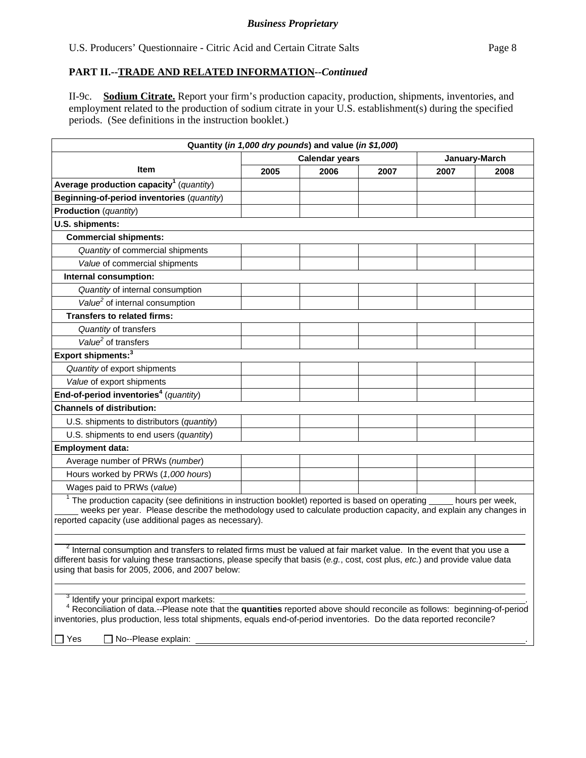## PART II.--TRADE AND RELATED INFORMATION--*Continued*

II-9c. **Sodium Citrate.** Report your firm's production capacity, production, shipments, inventories, and employment related to the production of sodium citrate in your U.S. establishment(s) during the specified periods. (See definitions in the instruction booklet.)

| Quantity (*in 1,000 dry pounds*) and value (*in $1,000*) | | | | | |
|---|---|---|---|---|---|
| Item | Calendar years | | | January-March | |
| | 2005 | 2006 | 2007 | 2007 | 2008 |
| **Average production capacity**[1] (*quantity*) | | | | | |
| **Beginning-of-period inventories** (*quantity*) | | | | | |
| **Production** (*quantity*) | | | | | |
| **U.S. shipments:** | | | | | |
| **Commercial shipments:** | | | | | |
| *Quantity* of commercial shipments | | | | | |
| *Value* of commercial shipments | | | | | |
| **Internal consumption:** | | | | | |
| *Quantity* of internal consumption | | | | | |
| *Value*[2] of internal consumption | | | | | |
| **Transfers to related firms:** | | | | | |
| *Quantity* of transfers | | | | | |
| *Value*[2] of transfers | | | | | |
| **Export shipments:**[3] | | | | | |
| *Quantity* of export shipments | | | | | |
| *Value* of export shipments | | | | | |
| **End-of-period inventories**[4] (*quantity*) | | | | | |
| **Channels of distribution:** | | | | | |
| U.S. shipments to distributors (*quantity*) | | | | | |
| U.S. shipments to end users (*quantity*) | | | | | |
| **Employment data:** | | | | | |
| Average number of PRWs (*number*) | | | | | |
| Hours worked by PRWs (*1,000 hours*) | | | | | |
| Wages paid to PRWs (*value*) | | | | | |

[1] The production capacity (see definitions in instruction booklet) reported is based on operating _____ hours per week, _____ weeks per year. Please describe the methodology used to calculate production capacity, and explain any changes in reported capacity (use additional pages as necessary).

[2] Internal consumption and transfers to related firms must be valued at fair market value. In the event that you use a different basis for valuing these transactions, please specify that basis (*e.g.*, cost, cost plus, *etc.*) and provide value data using that basis for 2005, 2006, and 2007 below:

[3] Identify your principal export markets: ______________________________.

[4] Reconciliation of data.--Please note that the **quantities** reported above should reconcile as follows: beginning-of-period inventories, plus production, less total shipments, equals end-of-period inventories. Do the data reported reconcile?

☐ Yes ☐ No--Please explain: ______________________________.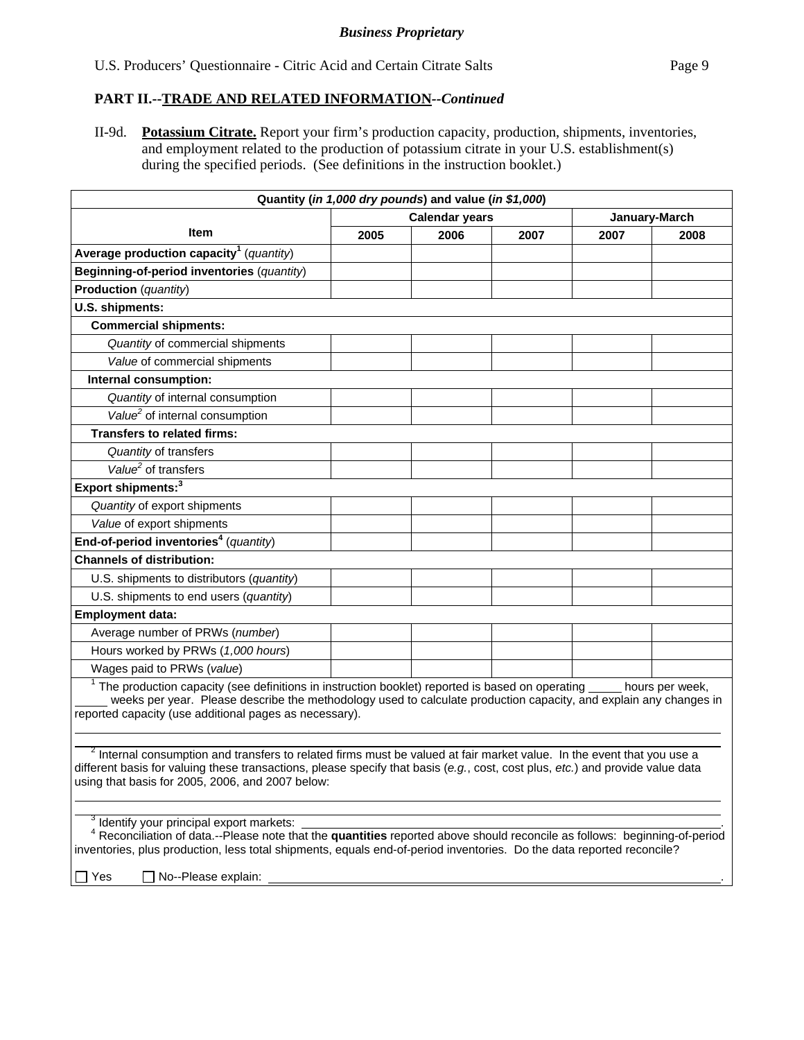**Business Proprietary**

## PART II.--TRADE AND RELATED INFORMATION--*Continued*

II-9d. **Potassium Citrate.** Report your firm's production capacity, production, shipments, inventories, and employment related to the production of potassium citrate in your U.S. establishment(s) during the specified periods. (See definitions in the instruction booklet.)

| Quantity (*in 1,000 dry pounds*) and value (*in $1,000*) | | | | | |
|---|---|---|---|---|---|
| **Item** | **Calendar years** | | | **January-March** | |
| | **2005** | **2006** | **2007** | **2007** | **2008** |
| **Average production capacity**[1] (*quantity*) | | | | | |
| **Beginning-of-period inventories** (*quantity*) | | | | | |
| **Production** (*quantity*) | | | | | |
| **U.S. shipments:** | | | | | |
| **Commercial shipments:** | | | | | |
| *Quantity* of commercial shipments | | | | | |
| *Value* of commercial shipments | | | | | |
| **Internal consumption:** | | | | | |
| *Quantity* of internal consumption | | | | | |
| *Value*[2] of internal consumption | | | | | |
| **Transfers to related firms:** | | | | | |
| *Quantity* of transfers | | | | | |
| *Value*[2] of transfers | | | | | |
| **Export shipments:**[3] | | | | | |
| *Quantity* of export shipments | | | | | |
| *Value* of export shipments | | | | | |
| **End-of-period inventories**[4] (*quantity*) | | | | | |
| **Channels of distribution:** | | | | | |
| U.S. shipments to distributors (*quantity*) | | | | | |
| U.S. shipments to end users (*quantity*) | | | | | |
| **Employment data:** | | | | | |
| Average number of PRWs (*number*) | | | | | |
| Hours worked by PRWs (*1,000 hours*) | | | | | |
| Wages paid to PRWs (*value*) | | | | | |

[1] The production capacity (see definitions in instruction booklet) reported is based on operating _____ hours per week, _____ weeks per year. Please describe the methodology used to calculate production capacity, and explain any changes in reported capacity (use additional pages as necessary).

______________________________________________________________________________

______________________________________________________________________________

[2] Internal consumption and transfers to related firms must be valued at fair market value. In the event that you use a different basis for valuing these transactions, please specify that basis (*e.g.*, cost, cost plus, *etc.*) and provide value data using that basis for 2005, 2006, and 2007 below:

______________________________________________________________________________

______________________________________________________________________________

[3] Identify your principal export markets: ______________________________________________.

[4] Reconciliation of data.--Please note that the **quantities** reported above should reconcile as follows: beginning-of-period inventories, plus production, less total shipments, equals end-of-period inventories. Do the data reported reconcile?

☐ Yes ☐ No--Please explain: ______________________________________________.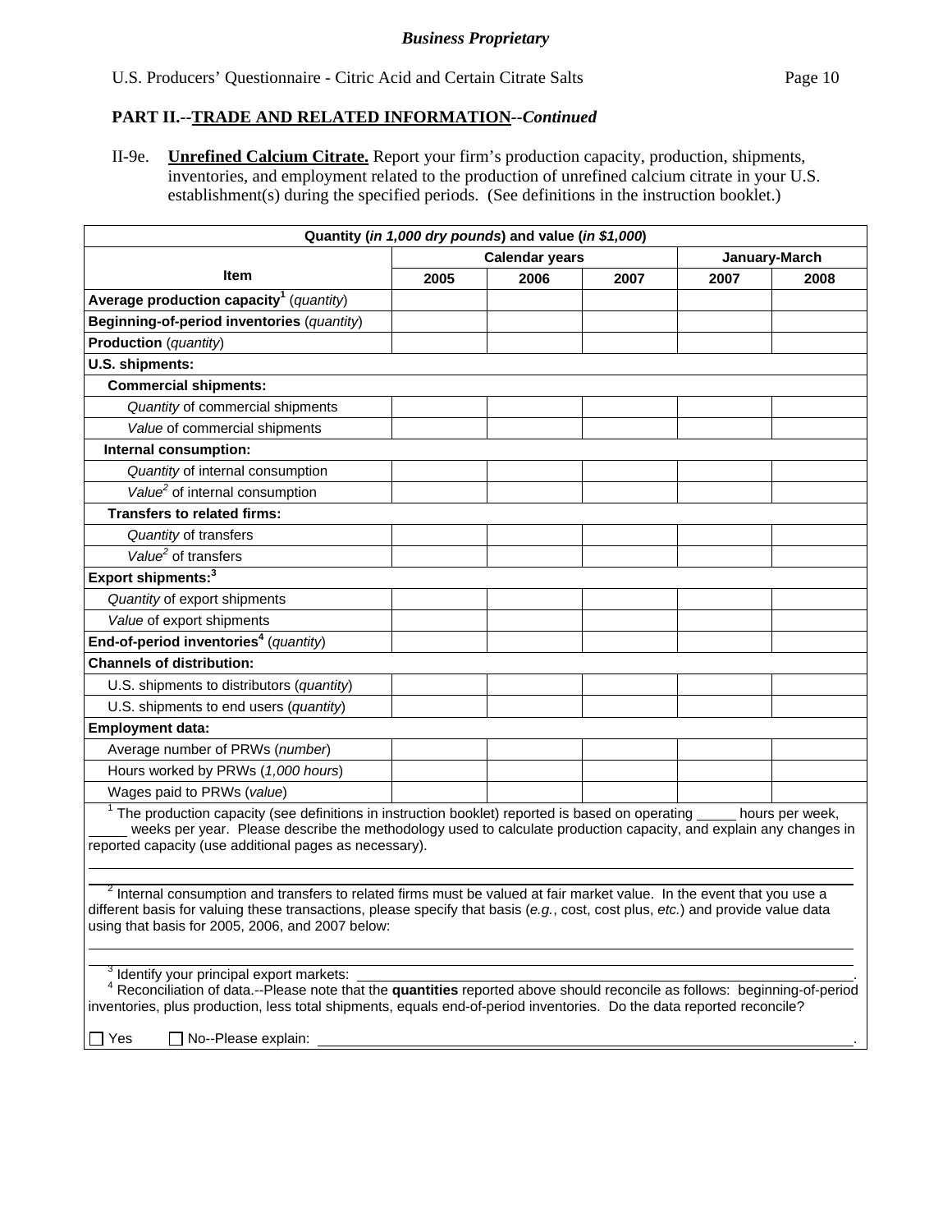*Business Proprietary*

## PART II.--TRADE AND RELATED INFORMATION--*Continued*

II-9e. **Unrefined Calcium Citrate.** Report your firm's production capacity, production, shipments, inventories, and employment related to the production of unrefined calcium citrate in your U.S. establishment(s) during the specified periods. (See definitions in the instruction booklet.)

| Quantity (*in 1,000 dry pounds*) and value (*in $1,000*) | | | | | |
|---|---|---|---|---|---|
| Item | Calendar years | | | January-March | |
| | 2005 | 2006 | 2007 | 2007 | 2008 |
| **Average production capacity**[1] (*quantity*) | | | | | |
| **Beginning-of-period inventories** (*quantity*) | | | | | |
| **Production** (*quantity*) | | | | | |
| **U.S. shipments:** | | | | | |
| **Commercial shipments:** | | | | | |
| *Quantity* of commercial shipments | | | | | |
| *Value* of commercial shipments | | | | | |
| **Internal consumption:** | | | | | |
| *Quantity* of internal consumption | | | | | |
| *Value*[2] of internal consumption | | | | | |
| **Transfers to related firms:** | | | | | |
| *Quantity* of transfers | | | | | |
| *Value*[2] of transfers | | | | | |
| **Export shipments:**[3] | | | | | |
| *Quantity* of export shipments | | | | | |
| *Value* of export shipments | | | | | |
| **End-of-period inventories**[4] (*quantity*) | | | | | |
| **Channels of distribution:** | | | | | |
| U.S. shipments to distributors (*quantity*) | | | | | |
| U.S. shipments to end users (*quantity*) | | | | | |
| **Employment data:** | | | | | |
| Average number of PRWs (*number*) | | | | | |
| Hours worked by PRWs (*1,000 hours*) | | | | | |
| Wages paid to PRWs (*value*) | | | | | |

[1] The production capacity (see definitions in instruction booklet) reported is based on operating _____ hours per week, _____ weeks per year. Please describe the methodology used to calculate production capacity, and explain any changes in reported capacity (use additional pages as necessary).

______________________________________________________________________

______________________________________________________________________

[2] Internal consumption and transfers to related firms must be valued at fair market value. In the event that you use a different basis for valuing these transactions, please specify that basis (*e.g.*, cost, cost plus, *etc.*) and provide value data using that basis for 2005, 2006, and 2007 below:

______________________________________________________________________

______________________________________________________________________

[3] Identify your principal export markets: ______________________________________________.

[4] Reconciliation of data.--Please note that the **quantities** reported above should reconcile as follows: beginning-of-period inventories, plus production, less total shipments, equals end-of-period inventories. Do the data reported reconcile?

☐ Yes ☐ No--Please explain: ______________________________________________.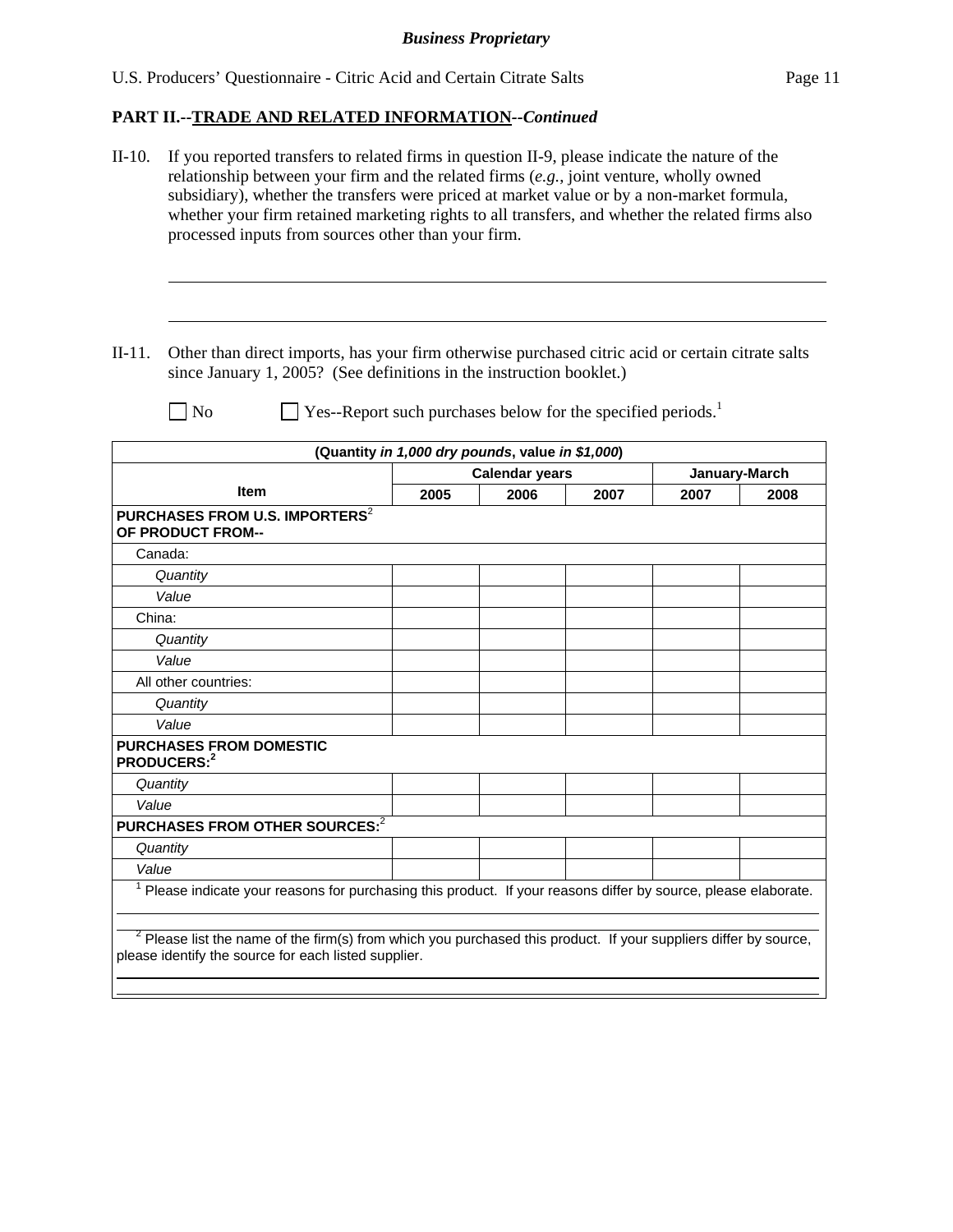**PART II.--TRADE AND RELATED INFORMATION--*Continued***

II-10. If you reported transfers to related firms in question II-9, please indicate the nature of the relationship between your firm and the related firms (*e.g.*, joint venture, wholly owned subsidiary), whether the transfers were priced at market value or by a non-market formula, whether your firm retained marketing rights to all transfers, and whether the related firms also processed inputs from sources other than your firm.

\_\_\_\_\_\_\_\_\_\_\_\_\_\_\_\_\_\_\_\_\_\_\_\_\_\_\_\_\_\_\_\_\_\_\_\_\_\_\_\_\_\_\_\_\_\_\_\_\_\_\_\_\_\_\_\_\_\_\_\_\_\_\_\_\_\_\_\_\_\_\_\_\_\_\_\_\_\_\_\_\_\_

\_\_\_\_\_\_\_\_\_\_\_\_\_\_\_\_\_\_\_\_\_\_\_\_\_\_\_\_\_\_\_\_\_\_\_\_\_\_\_\_\_\_\_\_\_\_\_\_\_\_\_\_\_\_\_\_\_\_\_\_\_\_\_\_\_\_\_\_\_\_\_\_\_\_\_\_\_\_\_\_\_\_

II-11. Other than direct imports, has your firm otherwise purchased citric acid or certain citrate salts since January 1, 2005? (See definitions in the instruction booklet.)

☐ No ☐ Yes--Report such purchases below for the specified periods.[1]

| (Quantity *in 1,000 dry pounds*, value *in $1,000*) | | | | | |
|---|---|---|---|---|---|
| | Calendar years | | | January-March | |
| Item | 2005 | 2006 | 2007 | 2007 | 2008 |
| **PURCHASES FROM U.S. IMPORTERS[2] OF PRODUCT FROM--** | | | | | |
| Canada: | | | | | |
| *Quantity* | | | | | |
| *Value* | | | | | |
| China: | | | | | |
| *Quantity* | | | | | |
| *Value* | | | | | |
| All other countries: | | | | | |
| *Quantity* | | | | | |
| *Value* | | | | | |
| **PURCHASES FROM DOMESTIC PRODUCERS:[2]** | | | | | |
| *Quantity* | | | | | |
| *Value* | | | | | |
| **PURCHASES FROM OTHER SOURCES:[2]** | | | | | |
| *Quantity* | | | | | |
| *Value* | | | | | |

[1] Please indicate your reasons for purchasing this product. If your reasons differ by source, please elaborate.

\_\_\_\_\_\_\_\_\_\_\_\_\_\_\_\_\_\_\_\_\_\_\_\_\_\_\_\_\_\_\_\_\_\_\_\_\_\_\_\_\_\_\_\_\_\_\_\_\_\_\_\_\_\_\_\_\_\_\_\_\_\_\_\_\_\_\_\_\_\_\_\_\_\_\_\_\_\_\_\_\_\_

[2] Please list the name of the firm(s) from which you purchased this product. If your suppliers differ by source, please identify the source for each listed supplier.

\_\_\_\_\_\_\_\_\_\_\_\_\_\_\_\_\_\_\_\_\_\_\_\_\_\_\_\_\_\_\_\_\_\_\_\_\_\_\_\_\_\_\_\_\_\_\_\_\_\_\_\_\_\_\_\_\_\_\_\_\_\_\_\_\_\_\_\_\_\_\_\_\_\_\_\_\_\_\_\_\_\_

\_\_\_\_\_\_\_\_\_\_\_\_\_\_\_\_\_\_\_\_\_\_\_\_\_\_\_\_\_\_\_\_\_\_\_\_\_\_\_\_\_\_\_\_\_\_\_\_\_\_\_\_\_\_\_\_\_\_\_\_\_\_\_\_\_\_\_\_\_\_\_\_\_\_\_\_\_\_\_\_\_\_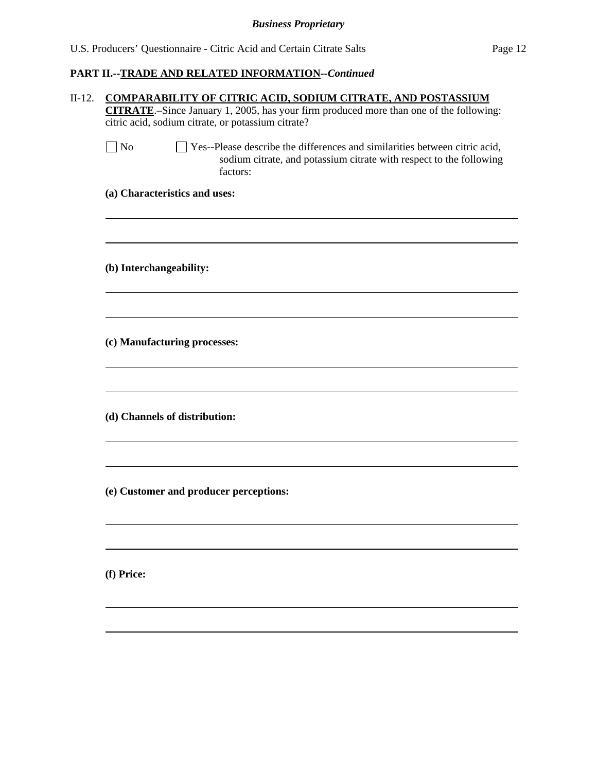*Business Proprietary*

## PART II.--TRADE AND RELATED INFORMATION--*Continued*

II-12. **COMPARABILITY OF CITRIC ACID, SODIUM CITRATE, AND POSTASSIUM CITRATE**.–Since January 1, 2005, has your firm produced more than one of the following: citric acid, sodium citrate, or potassium citrate?

☐ No ☐ Yes--Please describe the differences and similarities between citric acid, sodium citrate, and potassium citrate with respect to the following factors:

**(a) Characteristics and uses:**

______________________________________________________________________

______________________________________________________________________

**(b) Interchangeability:**

______________________________________________________________________

______________________________________________________________________

**(c) Manufacturing processes:**

______________________________________________________________________

______________________________________________________________________

**(d) Channels of distribution:**

______________________________________________________________________

______________________________________________________________________

**(e) Customer and producer perceptions:**

______________________________________________________________________

______________________________________________________________________

**(f) Price:**

______________________________________________________________________

______________________________________________________________________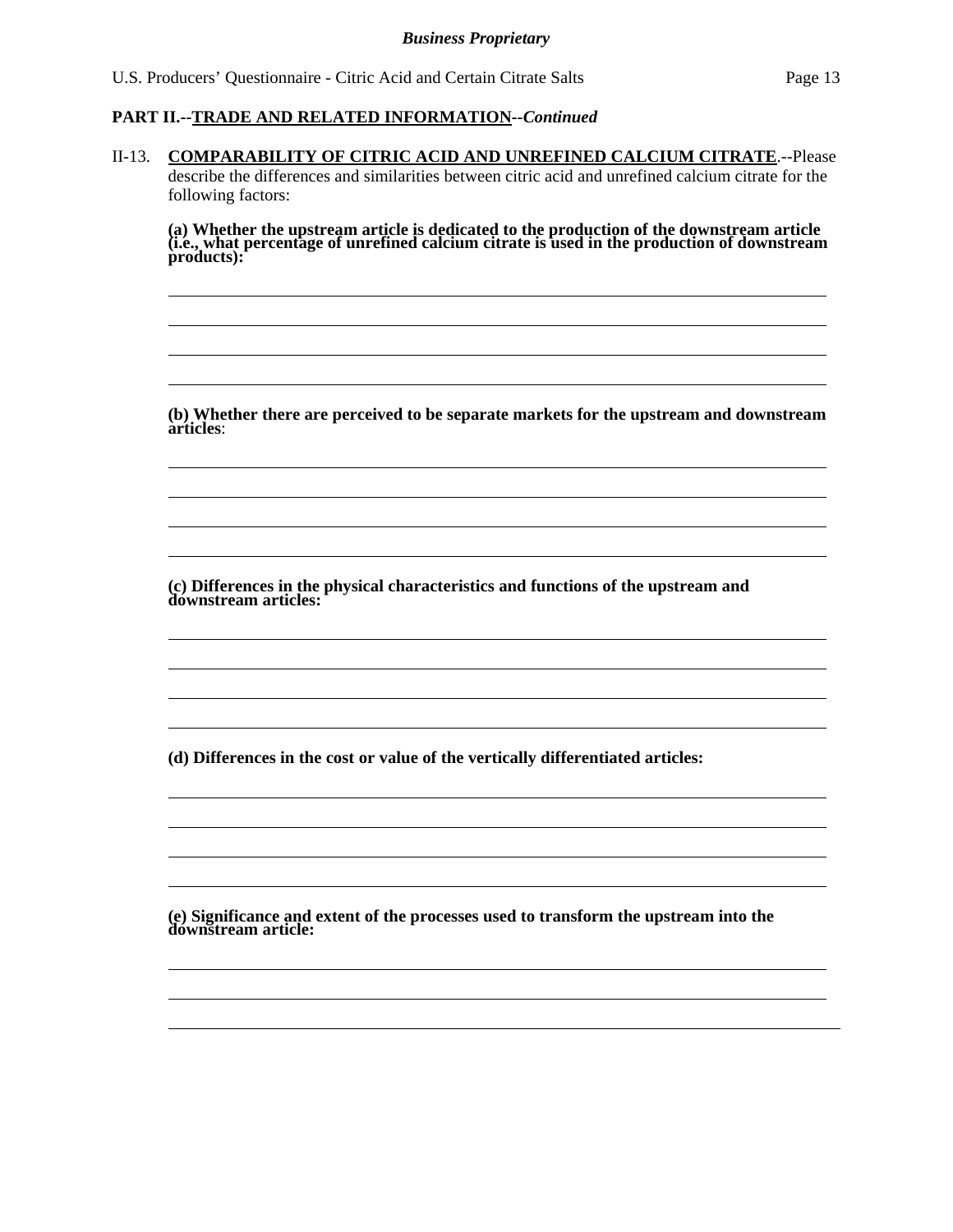**PART II.--TRADE AND RELATED INFORMATION--*Continued***

II-13. **COMPARABILITY OF CITRIC ACID AND UNREFINED CALCIUM CITRATE**.--Please describe the differences and similarities between citric acid and unrefined calcium citrate for the following factors:

**(a) Whether the upstream article is dedicated to the production of the downstream article (i.e., what percentage of unrefined calcium citrate is used in the production of downstream products):**

______________________________________________________________________

______________________________________________________________________

______________________________________________________________________

______________________________________________________________________

**(b) Whether there are perceived to be separate markets for the upstream and downstream articles**:

______________________________________________________________________

______________________________________________________________________

______________________________________________________________________

______________________________________________________________________

**(c) Differences in the physical characteristics and functions of the upstream and downstream articles:**

______________________________________________________________________

______________________________________________________________________

______________________________________________________________________

______________________________________________________________________

**(d) Differences in the cost or value of the vertically differentiated articles:**

______________________________________________________________________

______________________________________________________________________

______________________________________________________________________

______________________________________________________________________

**(e) Significance and extent of the processes used to transform the upstream into the downstream article:**

______________________________________________________________________

______________________________________________________________________

______________________________________________________________________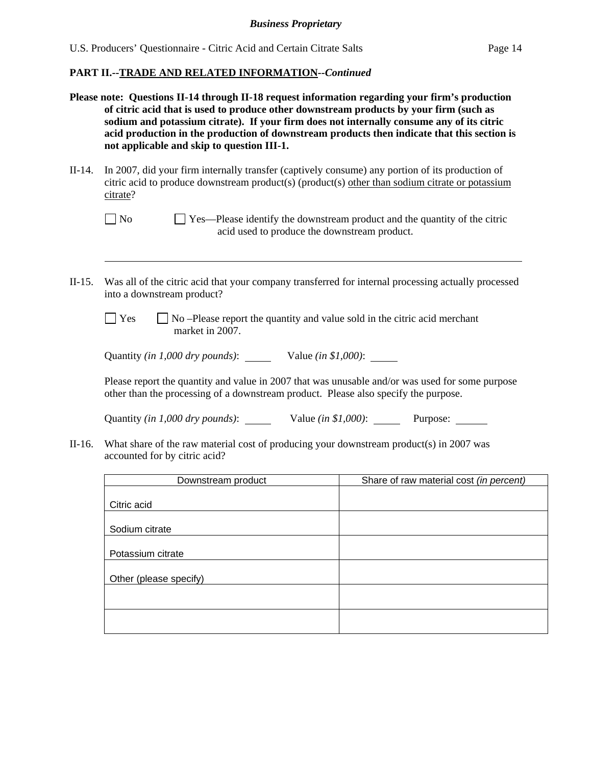**PART II.--TRADE AND RELATED INFORMATION--*Continued***

**Please note: Questions II-14 through II-18 request information regarding your firm's production of citric acid that is used to produce other downstream products by your firm (such as sodium and potassium citrate). If your firm does not internally consume any of its citric acid production in the production of downstream products then indicate that this section is not applicable and skip to question III-1.**

II-14. In 2007, did your firm internally transfer (captively consume) any portion of its production of citric acid to produce downstream product(s) (product(s) other than sodium citrate or potassium citrate?

☐ No ☐ Yes—Please identify the downstream product and the quantity of the citric acid used to produce the downstream product.

\_\_\_\_\_\_\_\_\_\_\_\_\_\_\_\_\_\_\_\_\_\_\_\_\_\_\_\_\_\_\_\_\_\_\_\_\_\_\_\_\_\_\_\_\_\_\_\_\_\_\_\_\_\_\_\_\_\_\_\_

II-15. Was all of the citric acid that your company transferred for internal processing actually processed into a downstream product?

☐ Yes ☐ No –Please report the quantity and value sold in the citric acid merchant market in 2007.

Quantity *(in 1,000 dry pounds)*: \_\_\_\_\_ Value *(in $1,000)*: \_\_\_\_\_

Please report the quantity and value in 2007 that was unusable and/or was used for some purpose other than the processing of a downstream product. Please also specify the purpose.

Quantity *(in 1,000 dry pounds)*: \_\_\_\_\_ Value *(in $1,000)*: \_\_\_\_\_ Purpose: \_\_\_\_\_\_

II-16. What share of the raw material cost of producing your downstream product(s) in 2007 was accounted for by citric acid?

| Downstream product | Share of raw material cost *(in percent)* |
|---|---|
| Citric acid | |
| Sodium citrate | |
| Potassium citrate | |
| Other (please specify) | |
| | |
| | |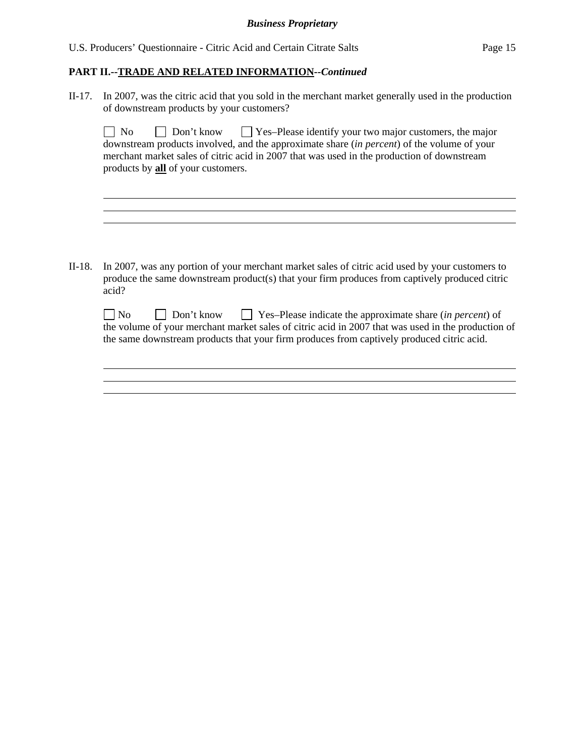**PART II.--TRADE AND RELATED INFORMATION--*Continued***

II-17. In 2007, was the citric acid that you sold in the merchant market generally used in the production of downstream products by your customers?

☐ No ☐ Don't know ☐ Yes–Please identify your two major customers, the major downstream products involved, and the approximate share (*in percent*) of the volume of your merchant market sales of citric acid in 2007 that was used in the production of downstream products by **all** of your customers.

______________________________________________________________________
______________________________________________________________________
______________________________________________________________________

II-18. In 2007, was any portion of your merchant market sales of citric acid used by your customers to produce the same downstream product(s) that your firm produces from captively produced citric acid?

☐ No ☐ Don't know ☐ Yes–Please indicate the approximate share (*in percent*) of the volume of your merchant market sales of citric acid in 2007 that was used in the production of the same downstream products that your firm produces from captively produced citric acid.

______________________________________________________________________
______________________________________________________________________
______________________________________________________________________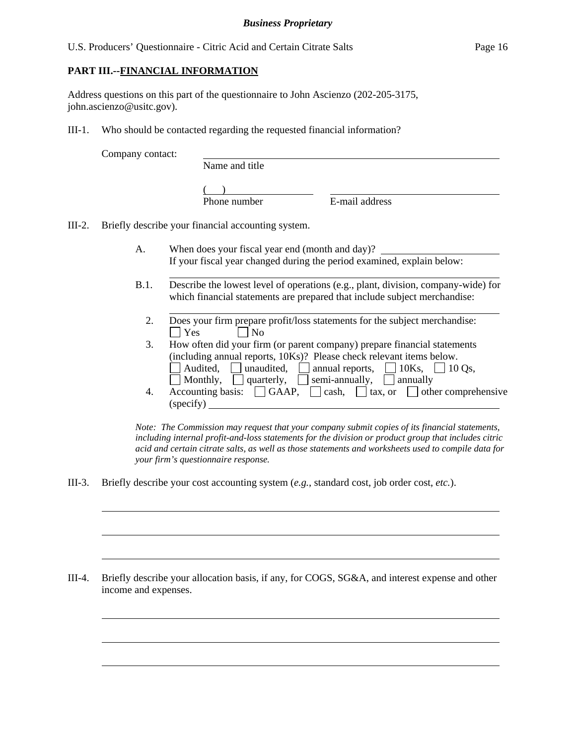**PART III.--FINANCIAL INFORMATION**

Address questions on this part of the questionnaire to John Ascienzo (202-205-3175, john.ascienzo@usitc.gov).

III-1. Who should be contacted regarding the requested financial information?

Company contact: \_\_\_\_\_\_\_\_\_\_\_\_\_\_\_\_\_\_\_\_\_\_\_\_\_\_\_\_\_\_\_\_\_\_\_\_\_\_\_\_
Name and title

( ) \_\_\_\_\_\_\_\_\_\_\_\_\_\_\_\_ \_\_\_\_\_\_\_\_\_\_\_\_\_\_\_\_\_\_\_\_\_\_\_\_
Phone number E-mail address

III-2. Briefly describe your financial accounting system.

A. When does your fiscal year end (month and day)? \_\_\_\_\_\_\_\_\_\_\_\_\_\_\_\_
If your fiscal year changed during the period examined, explain below:
\_\_\_\_\_\_\_\_\_\_\_\_\_\_\_\_\_\_\_\_\_\_\_\_\_\_\_\_\_\_\_\_\_\_\_\_\_\_\_\_\_\_\_\_\_\_\_\_

B.1. Describe the lowest level of operations (e.g., plant, division, company-wide) for which financial statements are prepared that include subject merchandise:
\_\_\_\_\_\_\_\_\_\_\_\_\_\_\_\_\_\_\_\_\_\_\_\_\_\_\_\_\_\_\_\_\_\_\_\_\_\_\_\_\_\_\_\_\_\_\_\_

2. Does your firm prepare profit/loss statements for the subject merchandise:
☐ Yes ☐ No

3. How often did your firm (or parent company) prepare financial statements (including annual reports, 10Ks)? Please check relevant items below.
☐ Audited, ☐ unaudited, ☐ annual reports, ☐ 10Ks, ☐ 10 Qs,
☐ Monthly, ☐ quarterly, ☐ semi-annually, ☐ annually

4. Accounting basis: ☐ GAAP, ☐ cash, ☐ tax, or ☐ other comprehensive (specify) \_\_\_\_\_\_\_\_\_\_\_\_\_\_\_\_\_\_\_\_\_\_\_\_\_\_\_\_\_\_\_\_\_\_\_\_\_\_\_\_

*Note: The Commission may request that your company submit copies of its financial statements, including internal profit-and-loss statements for the division or product group that includes citric acid and certain citrate salts, as well as those statements and worksheets used to compile data for your firm's questionnaire response.*

III-3. Briefly describe your cost accounting system (*e.g.*, standard cost, job order cost, *etc.*).

\_\_\_\_\_\_\_\_\_\_\_\_\_\_\_\_\_\_\_\_\_\_\_\_\_\_\_\_\_\_\_\_\_\_\_\_\_\_\_\_\_\_\_\_\_\_\_\_\_\_\_\_\_\_\_\_\_\_\_\_\_\_\_\_

\_\_\_\_\_\_\_\_\_\_\_\_\_\_\_\_\_\_\_\_\_\_\_\_\_\_\_\_\_\_\_\_\_\_\_\_\_\_\_\_\_\_\_\_\_\_\_\_\_\_\_\_\_\_\_\_\_\_\_\_\_\_\_\_

\_\_\_\_\_\_\_\_\_\_\_\_\_\_\_\_\_\_\_\_\_\_\_\_\_\_\_\_\_\_\_\_\_\_\_\_\_\_\_\_\_\_\_\_\_\_\_\_\_\_\_\_\_\_\_\_\_\_\_\_\_\_\_\_

III-4. Briefly describe your allocation basis, if any, for COGS, SG&A, and interest expense and other income and expenses.

\_\_\_\_\_\_\_\_\_\_\_\_\_\_\_\_\_\_\_\_\_\_\_\_\_\_\_\_\_\_\_\_\_\_\_\_\_\_\_\_\_\_\_\_\_\_\_\_\_\_\_\_\_\_\_\_\_\_\_\_\_\_\_\_

\_\_\_\_\_\_\_\_\_\_\_\_\_\_\_\_\_\_\_\_\_\_\_\_\_\_\_\_\_\_\_\_\_\_\_\_\_\_\_\_\_\_\_\_\_\_\_\_\_\_\_\_\_\_\_\_\_\_\_\_\_\_\_\_

\_\_\_\_\_\_\_\_\_\_\_\_\_\_\_\_\_\_\_\_\_\_\_\_\_\_\_\_\_\_\_\_\_\_\_\_\_\_\_\_\_\_\_\_\_\_\_\_\_\_\_\_\_\_\_\_\_\_\_\_\_\_\_\_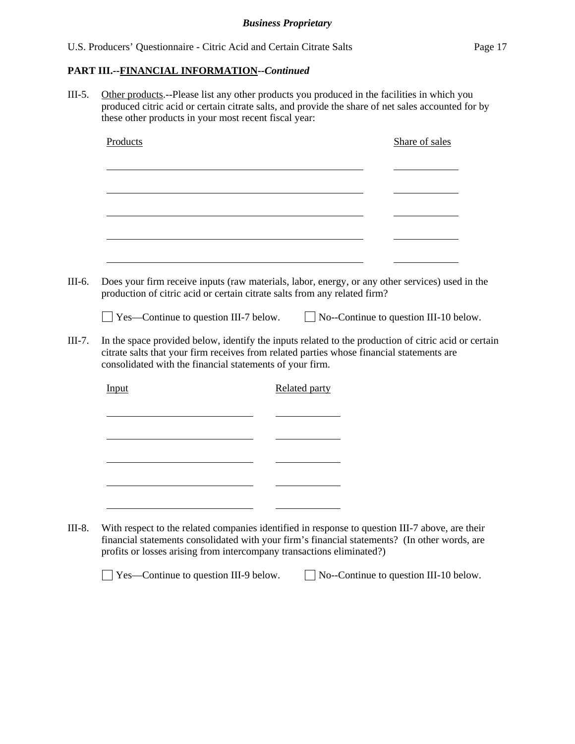**PART III.--FINANCIAL INFORMATION--*Continued***

III-5. Other products.--Please list any other products you produced in the facilities in which you produced citric acid or certain citrate salts, and provide the share of net sales accounted for by these other products in your most recent fiscal year:

| Products | Share of sales |
|---|---|
| | |
| | |
| | |
| | |
| | |

III-6. Does your firm receive inputs (raw materials, labor, energy, or any other services) used in the production of citric acid or certain citrate salts from any related firm?

☐ Yes—Continue to question III-7 below. ☐ No--Continue to question III-10 below.

III-7. In the space provided below, identify the inputs related to the production of citric acid or certain citrate salts that your firm receives from related parties whose financial statements are consolidated with the financial statements of your firm.

| Input | Related party |
|---|---|
| | |
| | |
| | |
| | |
| | |

III-8. With respect to the related companies identified in response to question III-7 above, are their financial statements consolidated with your firm's financial statements? (In other words, are profits or losses arising from intercompany transactions eliminated?)

☐ Yes—Continue to question III-9 below. ☐ No--Continue to question III-10 below.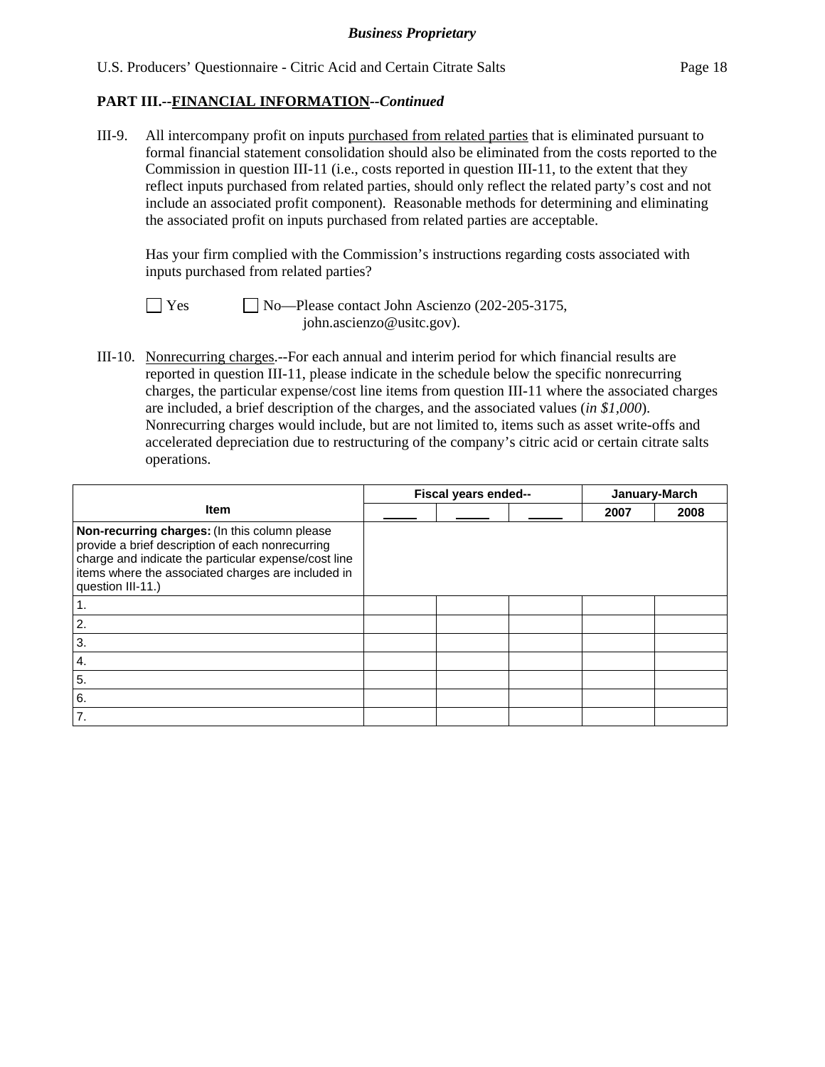**Business Proprietary**

## PART III.--FINANCIAL INFORMATION--*Continued*

III-9. All intercompany profit on inputs purchased from related parties that is eliminated pursuant to formal financial statement consolidation should also be eliminated from the costs reported to the Commission in question III-11 (i.e., costs reported in question III-11, to the extent that they reflect inputs purchased from related parties, should only reflect the related party's cost and not include an associated profit component). Reasonable methods for determining and eliminating the associated profit on inputs purchased from related parties are acceptable.

Has your firm complied with the Commission's instructions regarding costs associated with inputs purchased from related parties?

☐ Yes ☐ No—Please contact John Ascienzo (202-205-3175, john.ascienzo@usitc.gov).

III-10. Nonrecurring charges.--For each annual and interim period for which financial results are reported in question III-11, please indicate in the schedule below the specific nonrecurring charges, the particular expense/cost line items from question III-11 where the associated charges are included, a brief description of the charges, and the associated values (*in $1,000*). Nonrecurring charges would include, but are not limited to, items such as asset write-offs and accelerated depreciation due to restructuring of the company's citric acid or certain citrate salts operations.

| Item | Fiscal years ended-- | | | January-March | |
|---|---|---|---|---|---|
| | _____ | _____ | _____ | 2007 | 2008 |
| **Non-recurring charges:** (In this column please provide a brief description of each nonrecurring charge and indicate the particular expense/cost line items where the associated charges are included in question III-11.) | | | | | |
| 1. | | | | | |
| 2. | | | | | |
| 3. | | | | | |
| 4. | | | | | |
| 5. | | | | | |
| 6. | | | | | |
| 7. | | | | | |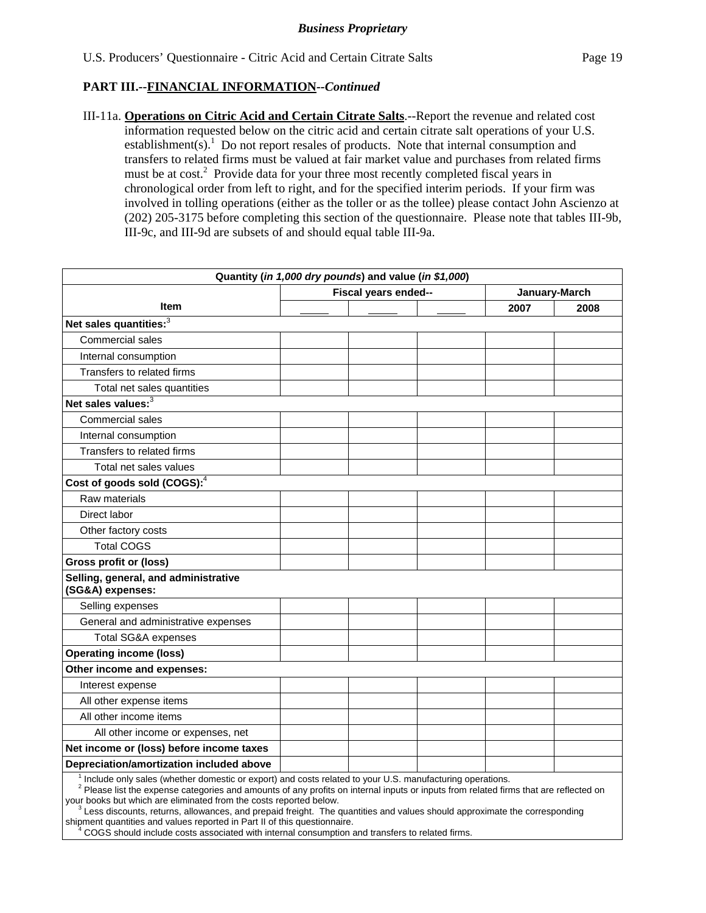*Business Proprietary*

U.S. Producers' Questionnaire - Citric Acid and Certain Citrate Salts

**PART III.--FINANCIAL INFORMATION--*Continued***

III-11a. **Operations on Citric Acid and Certain Citrate Salts**.--Report the revenue and related cost information requested below on the citric acid and certain citrate salt operations of your U.S. establishment(s).[1] Do not report resales of products. Note that internal consumption and transfers to related firms must be valued at fair market value and purchases from related firms must be at cost.[2] Provide data for your three most recently completed fiscal years in chronological order from left to right, and for the specified interim periods. If your firm was involved in tolling operations (either as the toller or as the tollee) please contact John Ascienzo at (202) 205-3175 before completing this section of the questionnaire. Please note that tables III-9b, III-9c, and III-9d are subsets of and should equal table III-9a.

| Quantity (*in 1,000 dry pounds*) and value (*in $1,000*) | | | | | |
|---|---|---|---|---|---|
| Item | Fiscal years ended-- | | | January-March | |
| | _____ | _____ | _____ | 2007 | 2008 |
| **Net sales quantities:**[3] | | | | | |
| Commercial sales | | | | | |
| Internal consumption | | | | | |
| Transfers to related firms | | | | | |
| Total net sales quantities | | | | | |
| **Net sales values:**[3] | | | | | |
| Commercial sales | | | | | |
| Internal consumption | | | | | |
| Transfers to related firms | | | | | |
| Total net sales values | | | | | |
| **Cost of goods sold (COGS):**[4] | | | | | |
| Raw materials | | | | | |
| Direct labor | | | | | |
| Other factory costs | | | | | |
| Total COGS | | | | | |
| **Gross profit or (loss)** | | | | | |
| **Selling, general, and administrative (SG&A) expenses:** | | | | | |
| Selling expenses | | | | | |
| General and administrative expenses | | | | | |
| Total SG&A expenses | | | | | |
| **Operating income (loss)** | | | | | |
| **Other income and expenses:** | | | | | |
| Interest expense | | | | | |
| All other expense items | | | | | |
| All other income items | | | | | |
| All other income or expenses, net | | | | | |
| **Net income or (loss) before income taxes** | | | | | |
| **Depreciation/amortization included above** | | | | | |

[1] Include only sales (whether domestic or export) and costs related to your U.S. manufacturing operations.
[2] Please list the expense categories and amounts of any profits on internal inputs or inputs from related firms that are reflected on your books but which are eliminated from the costs reported below.
[3] Less discounts, returns, allowances, and prepaid freight. The quantities and values should approximate the corresponding shipment quantities and values reported in Part II of this questionnaire.
[4] COGS should include costs associated with internal consumption and transfers to related firms.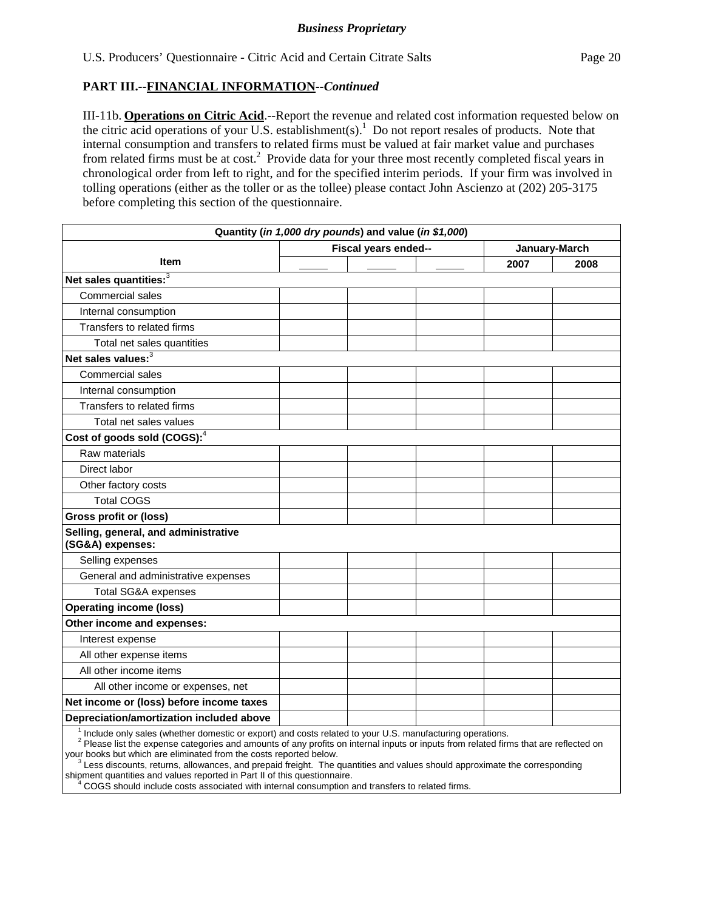**PART III.--FINANCIAL INFORMATION--*Continued***

III-11b. **Operations on Citric Acid**.--Report the revenue and related cost information requested below on the citric acid operations of your U.S. establishment(s).[1] Do not report resales of products. Note that internal consumption and transfers to related firms must be valued at fair market value and purchases from related firms must be at cost.[2] Provide data for your three most recently completed fiscal years in chronological order from left to right, and for the specified interim periods. If your firm was involved in tolling operations (either as the toller or as the tollee) please contact John Ascienzo at (202) 205-3175 before completing this section of the questionnaire.

| Quantity (*in 1,000 dry pounds*) and value (*in $1,000*) | | | | | |
|---|---|---|---|---|---|
| | Fiscal years ended-- | | | January-March | |
| Item | _____ | _____ | _____ | 2007 | 2008 |
| **Net sales quantities:**[3] | | | | | |
| Commercial sales | | | | | |
| Internal consumption | | | | | |
| Transfers to related firms | | | | | |
| Total net sales quantities | | | | | |
| **Net sales values:**[3] | | | | | |
| Commercial sales | | | | | |
| Internal consumption | | | | | |
| Transfers to related firms | | | | | |
| Total net sales values | | | | | |
| **Cost of goods sold (COGS):**[4] | | | | | |
| Raw materials | | | | | |
| Direct labor | | | | | |
| Other factory costs | | | | | |
| Total COGS | | | | | |
| **Gross profit or (loss)** | | | | | |
| **Selling, general, and administrative (SG&A) expenses:** | | | | | |
| Selling expenses | | | | | |
| General and administrative expenses | | | | | |
| Total SG&A expenses | | | | | |
| **Operating income (loss)** | | | | | |
| **Other income and expenses:** | | | | | |
| Interest expense | | | | | |
| All other expense items | | | | | |
| All other income items | | | | | |
| All other income or expenses, net | | | | | |
| **Net income or (loss) before income taxes** | | | | | |
| **Depreciation/amortization included above** | | | | | |

[1] Include only sales (whether domestic or export) and costs related to your U.S. manufacturing operations.
[2] Please list the expense categories and amounts of any profits on internal inputs or inputs from related firms that are reflected on your books but which are eliminated from the costs reported below.
[3] Less discounts, returns, allowances, and prepaid freight. The quantities and values should approximate the corresponding shipment quantities and values reported in Part II of this questionnaire.
[4] COGS should include costs associated with internal consumption and transfers to related firms.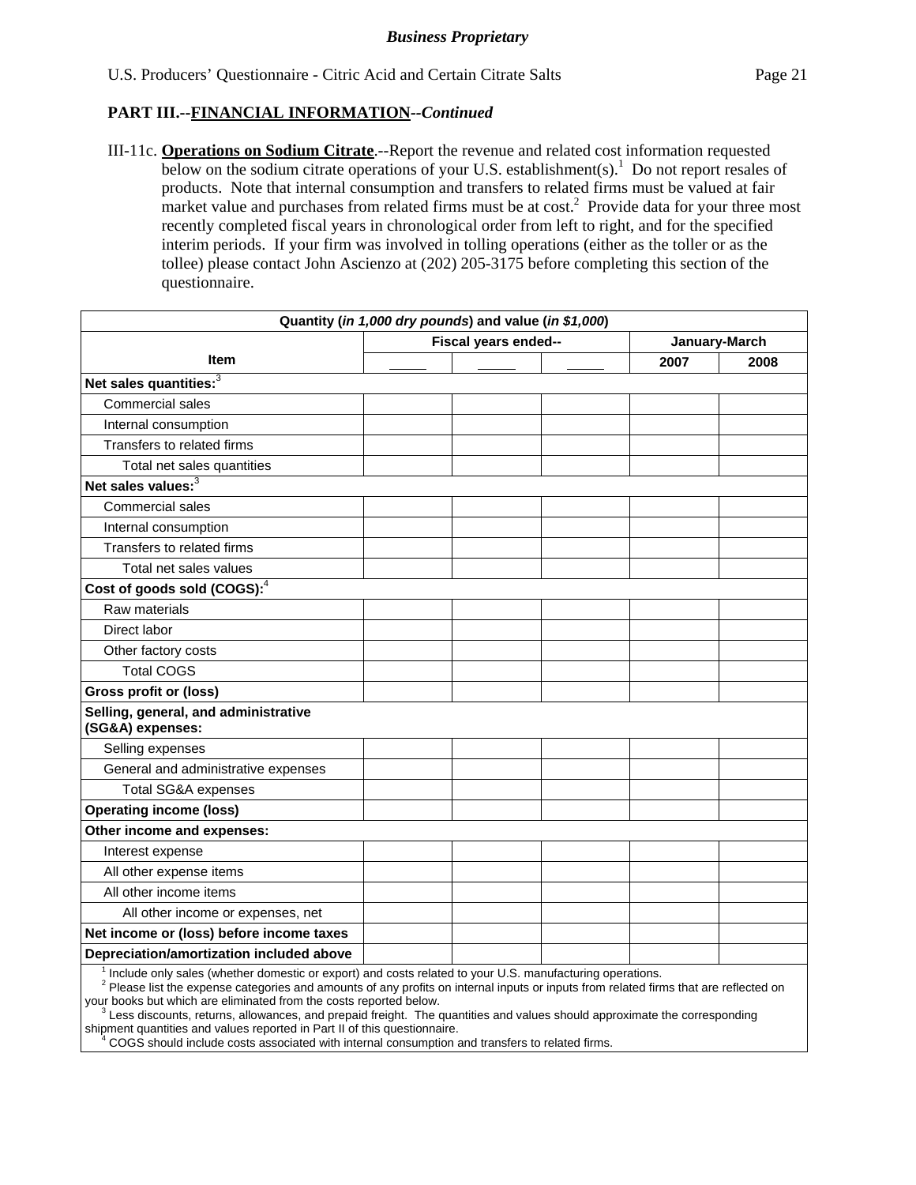**Business Proprietary**

U.S. Producers' Questionnaire - Citric Acid and Certain Citrate Salts

**PART III.--FINANCIAL INFORMATION--*Continued***

III-11c. **Operations on Sodium Citrate**.--Report the revenue and related cost information requested below on the sodium citrate operations of your U.S. establishment(s).[1] Do not report resales of products. Note that internal consumption and transfers to related firms must be valued at fair market value and purchases from related firms must be at cost.[2] Provide data for your three most recently completed fiscal years in chronological order from left to right, and for the specified interim periods. If your firm was involved in tolling operations (either as the toller or as the tollee) please contact John Ascienzo at (202) 205-3175 before completing this section of the questionnaire.

| Quantity (*in 1,000 dry pounds*) and value (*in $1,000*) | | | | | |
|---|---|---|---|---|---|
| Item | Fiscal years ended-- | | | January-March | |
| | _____ | _____ | _____ | 2007 | 2008 |
| **Net sales quantities:**[3] | | | | | |
| Commercial sales | | | | | |
| Internal consumption | | | | | |
| Transfers to related firms | | | | | |
| Total net sales quantities | | | | | |
| **Net sales values:**[3] | | | | | |
| Commercial sales | | | | | |
| Internal consumption | | | | | |
| Transfers to related firms | | | | | |
| Total net sales values | | | | | |
| **Cost of goods sold (COGS):**[4] | | | | | |
| Raw materials | | | | | |
| Direct labor | | | | | |
| Other factory costs | | | | | |
| Total COGS | | | | | |
| **Gross profit or (loss)** | | | | | |
| **Selling, general, and administrative (SG&A) expenses:** | | | | | |
| Selling expenses | | | | | |
| General and administrative expenses | | | | | |
| Total SG&A expenses | | | | | |
| **Operating income (loss)** | | | | | |
| **Other income and expenses:** | | | | | |
| Interest expense | | | | | |
| All other expense items | | | | | |
| All other income items | | | | | |
| All other income or expenses, net | | | | | |
| **Net income or (loss) before income taxes** | | | | | |
| **Depreciation/amortization included above** | | | | | |

[1] Include only sales (whether domestic or export) and costs related to your U.S. manufacturing operations.
[2] Please list the expense categories and amounts of any profits on internal inputs or inputs from related firms that are reflected on your books but which are eliminated from the costs reported below.
[3] Less discounts, returns, allowances, and prepaid freight. The quantities and values should approximate the corresponding shipment quantities and values reported in Part II of this questionnaire.
[4] COGS should include costs associated with internal consumption and transfers to related firms.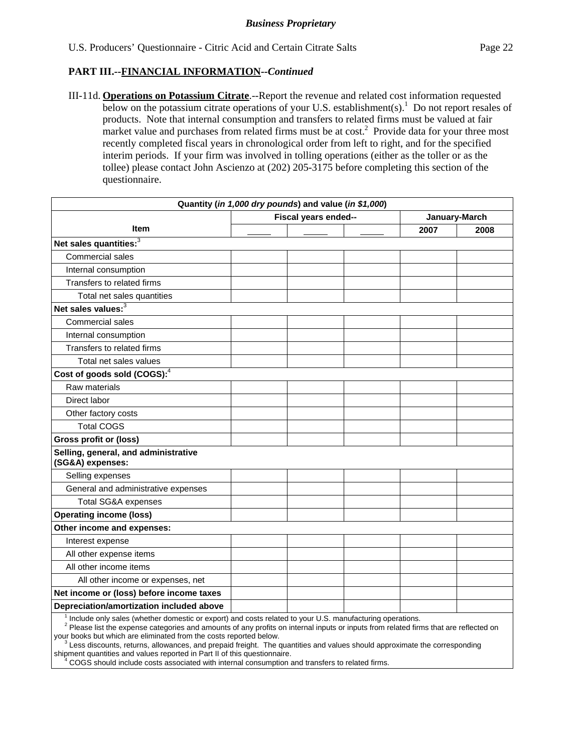**Business Proprietary**

U.S. Producers' Questionnaire - Citric Acid and Certain Citrate Salts

## PART III.--FINANCIAL INFORMATION--*Continued*

III-11d. **Operations on Potassium Citrate**.--Report the revenue and related cost information requested below on the potassium citrate operations of your U.S. establishment(s).[1] Do not report resales of products. Note that internal consumption and transfers to related firms must be valued at fair market value and purchases from related firms must be at cost.[2] Provide data for your three most recently completed fiscal years in chronological order from left to right, and for the specified interim periods. If your firm was involved in tolling operations (either as the toller or as the tollee) please contact John Ascienzo at (202) 205-3175 before completing this section of the questionnaire.

| Quantity (*in 1,000 dry pounds*) and value (*in $1,000*) | | | | | |
|---|---|---|---|---|---|
| Item | Fiscal years ended-- | | | January-March | |
| | _____ | _____ | _____ | 2007 | 2008 |
| **Net sales quantities:**[3] | | | | | |
| Commercial sales | | | | | |
| Internal consumption | | | | | |
| Transfers to related firms | | | | | |
| Total net sales quantities | | | | | |
| **Net sales values:**[3] | | | | | |
| Commercial sales | | | | | |
| Internal consumption | | | | | |
| Transfers to related firms | | | | | |
| Total net sales values | | | | | |
| **Cost of goods sold (COGS):**[4] | | | | | |
| Raw materials | | | | | |
| Direct labor | | | | | |
| Other factory costs | | | | | |
| Total COGS | | | | | |
| **Gross profit or (loss)** | | | | | |
| **Selling, general, and administrative (SG&A) expenses:** | | | | | |
| Selling expenses | | | | | |
| General and administrative expenses | | | | | |
| Total SG&A expenses | | | | | |
| **Operating income (loss)** | | | | | |
| **Other income and expenses:** | | | | | |
| Interest expense | | | | | |
| All other expense items | | | | | |
| All other income items | | | | | |
| All other income or expenses, net | | | | | |
| **Net income or (loss) before income taxes** | | | | | |
| **Depreciation/amortization included above** | | | | | |

[1] Include only sales (whether domestic or export) and costs related to your U.S. manufacturing operations.
[2] Please list the expense categories and amounts of any profits on internal inputs or inputs from related firms that are reflected on your books but which are eliminated from the costs reported below.
[3] Less discounts, returns, allowances, and prepaid freight. The quantities and values should approximate the corresponding shipment quantities and values reported in Part II of this questionnaire.
[4] COGS should include costs associated with internal consumption and transfers to related firms.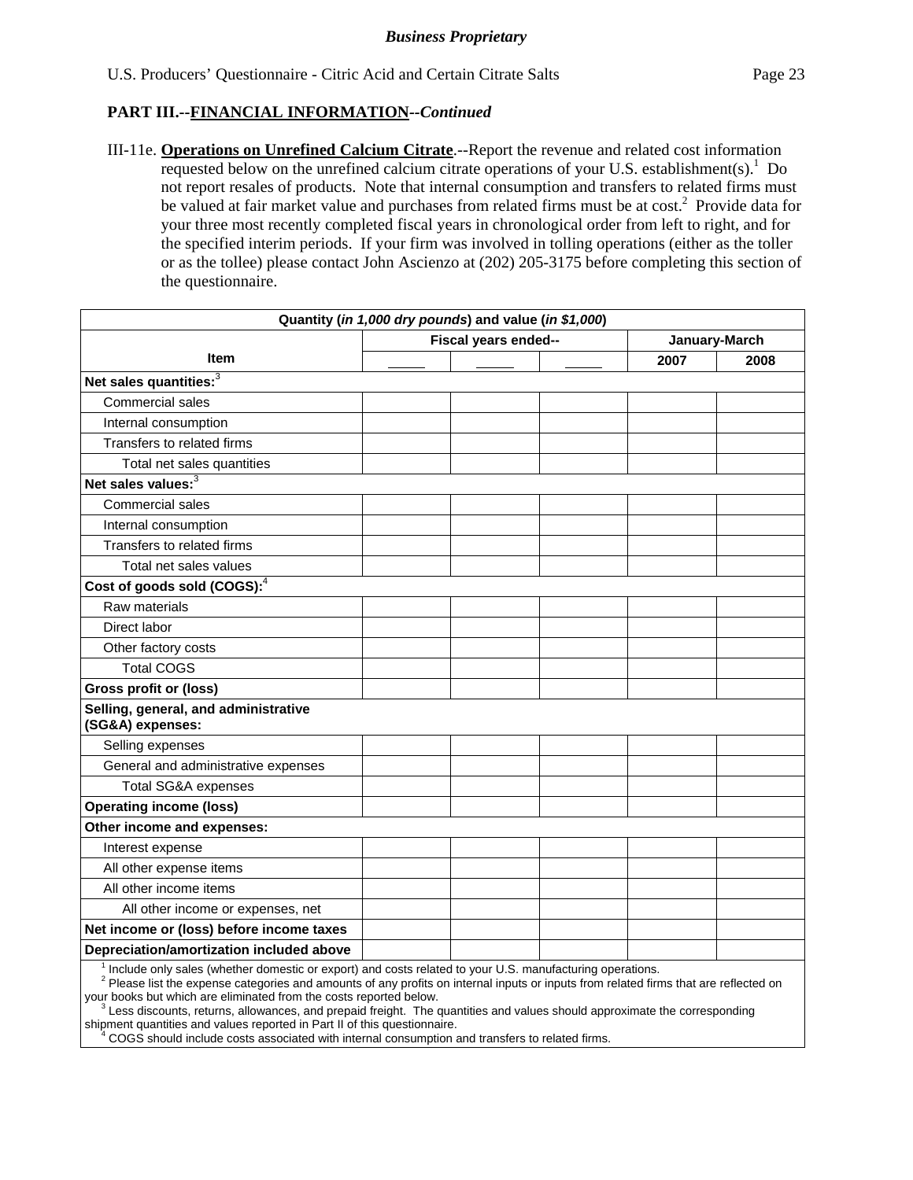*Business Proprietary*

U.S. Producers' Questionnaire - Citric Acid and Certain Citrate Salts

**PART III.--FINANCIAL INFORMATION--*Continued***

III-11e. **Operations on Unrefined Calcium Citrate**.--Report the revenue and related cost information requested below on the unrefined calcium citrate operations of your U.S. establishment(s).[1] Do not report resales of products. Note that internal consumption and transfers to related firms must be valued at fair market value and purchases from related firms must be at cost.[2] Provide data for your three most recently completed fiscal years in chronological order from left to right, and for the specified interim periods. If your firm was involved in tolling operations (either as the toller or as the tollee) please contact John Ascienzo at (202) 205-3175 before completing this section of the questionnaire.

| Quantity (*in 1,000 dry pounds*) and value (*in $1,000*) | | | | | |
|---|---|---|---|---|---|
| Item | Fiscal years ended-- | | | January-March | |
| | _____ | _____ | _____ | 2007 | 2008 |
| **Net sales quantities:**[3] | | | | | |
| Commercial sales | | | | | |
| Internal consumption | | | | | |
| Transfers to related firms | | | | | |
| Total net sales quantities | | | | | |
| **Net sales values:**[3] | | | | | |
| Commercial sales | | | | | |
| Internal consumption | | | | | |
| Transfers to related firms | | | | | |
| Total net sales values | | | | | |
| **Cost of goods sold (COGS):**[4] | | | | | |
| Raw materials | | | | | |
| Direct labor | | | | | |
| Other factory costs | | | | | |
| Total COGS | | | | | |
| **Gross profit or (loss)** | | | | | |
| **Selling, general, and administrative (SG&A) expenses:** | | | | | |
| Selling expenses | | | | | |
| General and administrative expenses | | | | | |
| Total SG&A expenses | | | | | |
| **Operating income (loss)** | | | | | |
| **Other income and expenses:** | | | | | |
| Interest expense | | | | | |
| All other expense items | | | | | |
| All other income items | | | | | |
| All other income or expenses, net | | | | | |
| **Net income or (loss) before income taxes** | | | | | |
| **Depreciation/amortization included above** | | | | | |

[1] Include only sales (whether domestic or export) and costs related to your U.S. manufacturing operations.
[2] Please list the expense categories and amounts of any profits on internal inputs or inputs from related firms that are reflected on your books but which are eliminated from the costs reported below.
[3] Less discounts, returns, allowances, and prepaid freight. The quantities and values should approximate the corresponding shipment quantities and values reported in Part II of this questionnaire.
[4] COGS should include costs associated with internal consumption and transfers to related firms.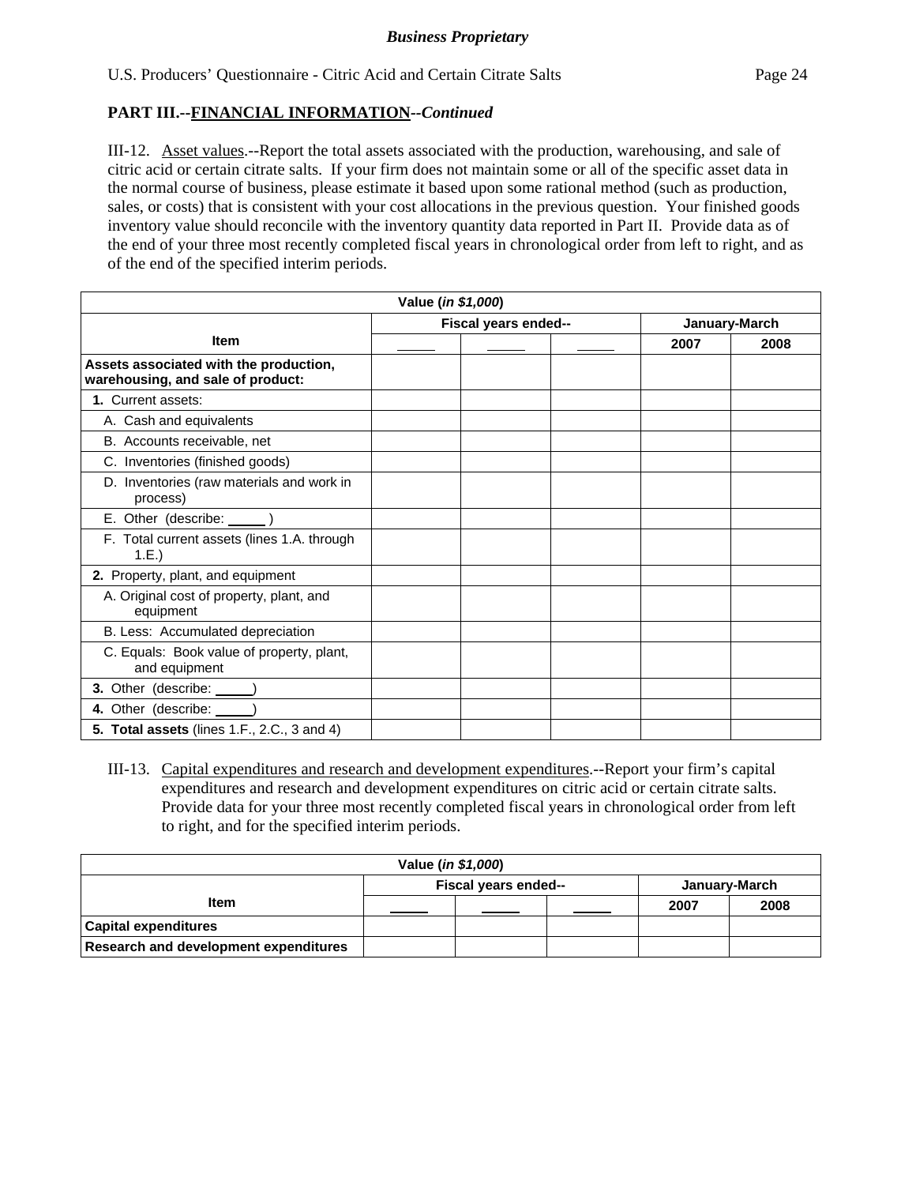**Business Proprietary**

U.S. Producers' Questionnaire - Citric Acid and Certain Citrate Salts

## PART III.--FINANCIAL INFORMATION--*Continued*

III-12. Asset values.--Report the total assets associated with the production, warehousing, and sale of citric acid or certain citrate salts. If your firm does not maintain some or all of the specific asset data in the normal course of business, please estimate it based upon some rational method (such as production, sales, or costs) that is consistent with your cost allocations in the previous question. Your finished goods inventory value should reconcile with the inventory quantity data reported in Part II. Provide data as of the end of your three most recently completed fiscal years in chronological order from left to right, and as of the end of the specified interim periods.

| Value (*in $1,000*) | | | | | |
|---|---|---|---|---|---|
| **Item** | **Fiscal years ended--** | | | **January-March** | |
| | _____ | _____ | _____ | **2007** | **2008** |
| **Assets associated with the production, warehousing, and sale of product:** | | | | | |
| **1.** Current assets: | | | | | |
| A. Cash and equivalents | | | | | |
| B. Accounts receivable, net | | | | | |
| C. Inventories (finished goods) | | | | | |
| D. Inventories (raw materials and work in process) | | | | | |
| E. Other (describe: _____ ) | | | | | |
| F. Total current assets (lines 1.A. through 1.E.) | | | | | |
| **2.** Property, plant, and equipment | | | | | |
| A. Original cost of property, plant, and equipment | | | | | |
| B. Less: Accumulated depreciation | | | | | |
| C. Equals: Book value of property, plant, and equipment | | | | | |
| **3.** Other (describe: _____) | | | | | |
| **4.** Other (describe: _____) | | | | | |
| **5. Total assets** (lines 1.F., 2.C., 3 and 4) | | | | | |

III-13. Capital expenditures and research and development expenditures.--Report your firm's capital expenditures and research and development expenditures on citric acid or certain citrate salts. Provide data for your three most recently completed fiscal years in chronological order from left to right, and for the specified interim periods.

| Value (*in $1,000*) | | | | | |
|---|---|---|---|---|---|
| **Item** | **Fiscal years ended--** | | | **January-March** | |
| | _____ | _____ | _____ | **2007** | **2008** |
| **Capital expenditures** | | | | | |
| **Research and development expenditures** | | | | | |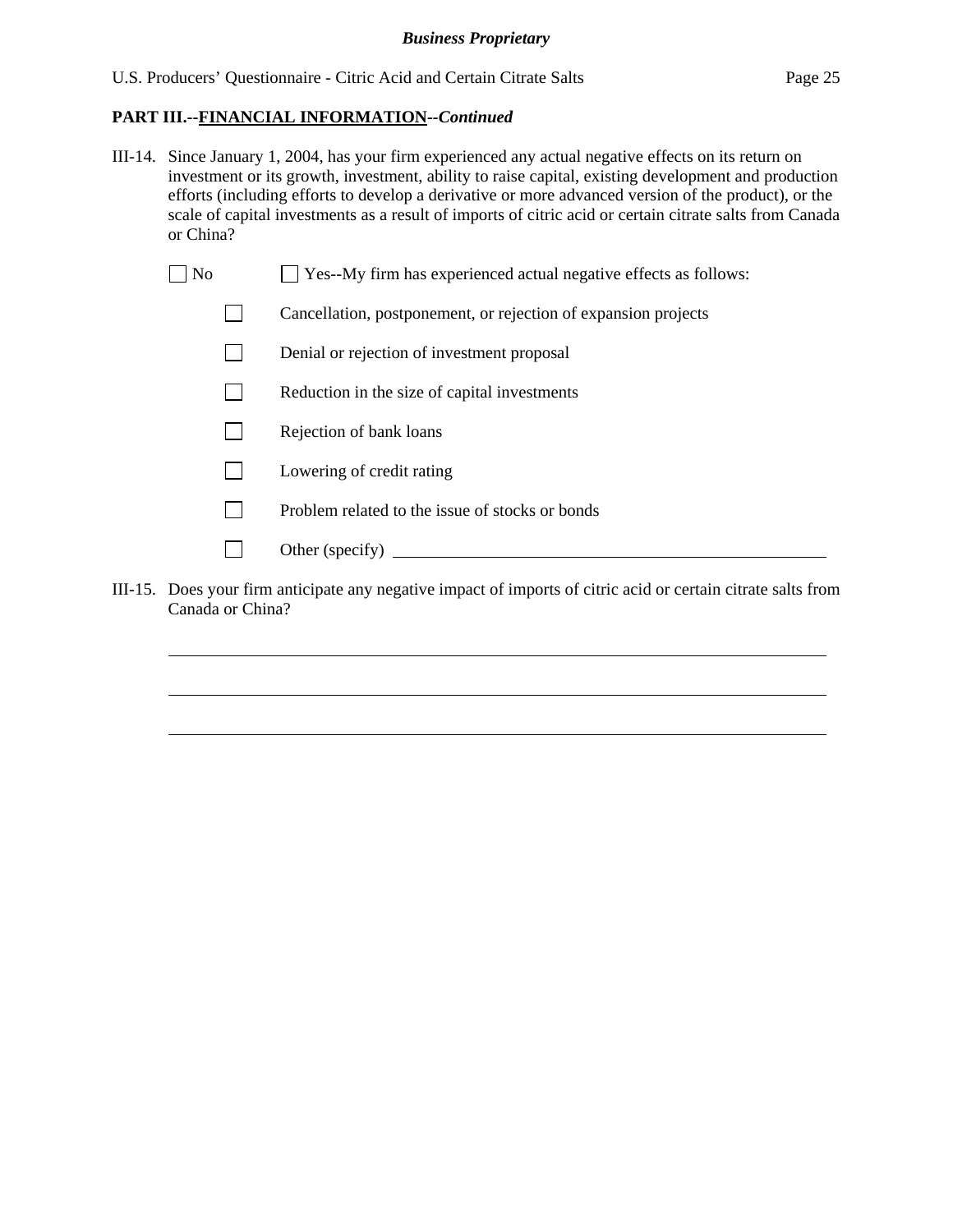**PART III.--FINANCIAL INFORMATION--*Continued***

III-14. Since January 1, 2004, has your firm experienced any actual negative effects on its return on investment or its growth, investment, ability to raise capital, existing development and production efforts (including efforts to develop a derivative or more advanced version of the product), or the scale of capital investments as a result of imports of citric acid or certain citrate salts from Canada or China?

☐ No ☐ Yes--My firm has experienced actual negative effects as follows:

- ☐ Cancellation, postponement, or rejection of expansion projects
- ☐ Denial or rejection of investment proposal
- ☐ Reduction in the size of capital investments
- ☐ Rejection of bank loans
- ☐ Lowering of credit rating
- ☐ Problem related to the issue of stocks or bonds
- ☐ Other (specify) ______________________________

III-15. Does your firm anticipate any negative impact of imports of citric acid or certain citrate salts from Canada or China?

______________________________

______________________________

______________________________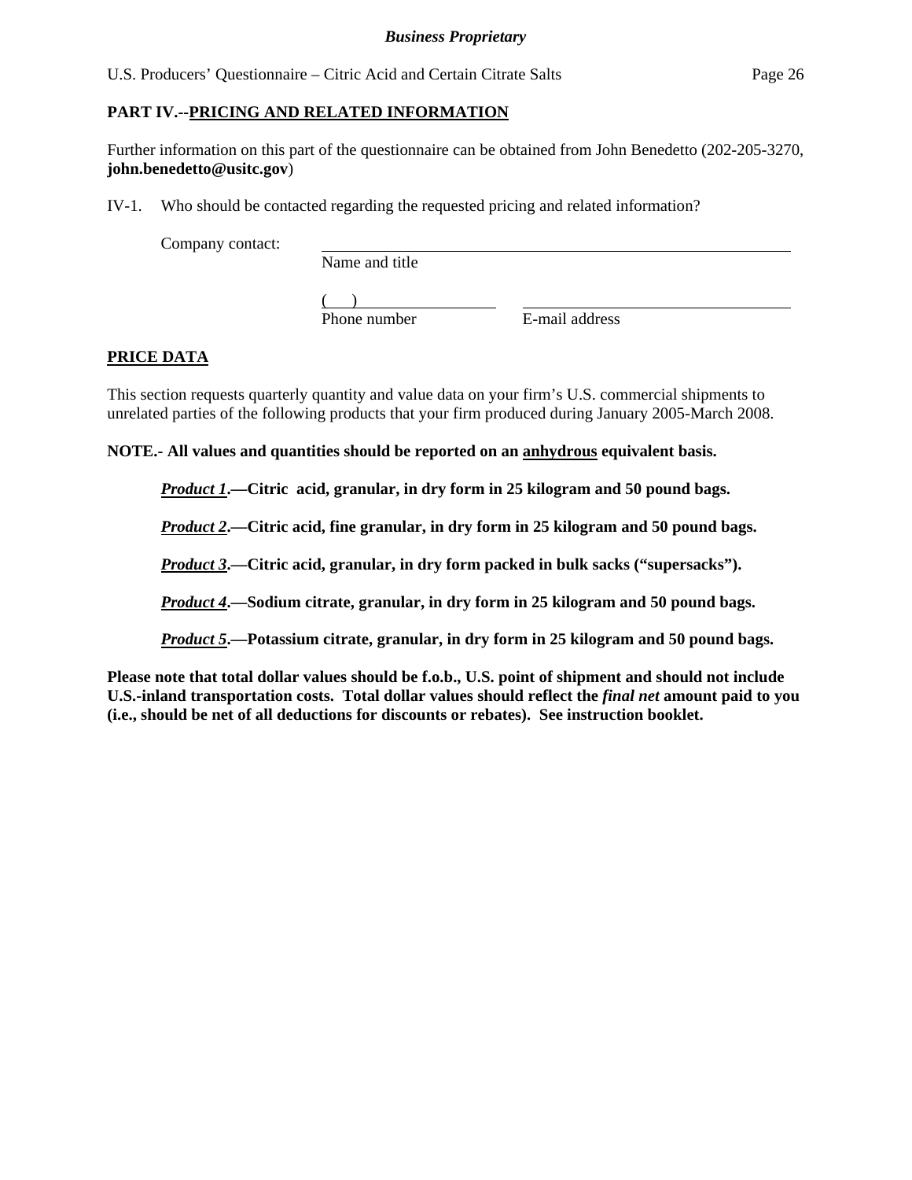## PART IV.--PRICING AND RELATED INFORMATION

Further information on this part of the questionnaire can be obtained from John Benedetto (202-205-3270, **john.benedetto@usitc.gov**)

IV-1. Who should be contacted regarding the requested pricing and related information?

Company contact: ______________________________________________
Name and title

(     )____________________     ______________________________
Phone number     E-mail address

### PRICE DATA

This section requests quarterly quantity and value data on your firm's U.S. commercial shipments to unrelated parties of the following products that your firm produced during January 2005-March 2008.

**NOTE.- All values and quantities should be reported on an anhydrous equivalent basis.**

***Product 1*.—Citric acid, granular, in dry form in 25 kilogram and 50 pound bags.**

***Product 2*.—Citric acid, fine granular, in dry form in 25 kilogram and 50 pound bags.**

***Product 3*.—Citric acid, granular, in dry form packed in bulk sacks ("supersacks").**

***Product 4*.—Sodium citrate, granular, in dry form in 25 kilogram and 50 pound bags.**

***Product 5*.—Potassium citrate, granular, in dry form in 25 kilogram and 50 pound bags.**

**Please note that total dollar values should be f.o.b., U.S. point of shipment and should not include U.S.-inland transportation costs. Total dollar values should reflect the *final net* amount paid to you (i.e., should be net of all deductions for discounts or rebates). See instruction booklet.**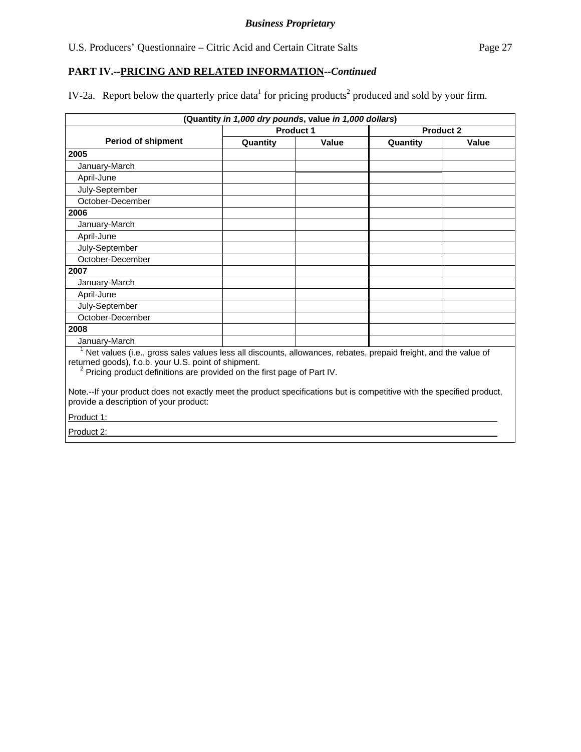**Business Proprietary**

U.S. Producers' Questionnaire – Citric Acid and Certain Citrate Salts

## PART IV.--PRICING AND RELATED INFORMATION--*Continued*

IV-2a. Report below the quarterly price data[1] for pricing products[2] produced and sold by your firm.

| (Quantity *in 1,000 dry pounds*, value *in 1,000 dollars*) | | | | |
|---|---|---|---|---|
| Period of shipment | Product 1 | | Product 2 | |
| | Quantity | Value | Quantity | Value |
| **2005** | | | | |
| January-March | | | | |
| April-June | | | | |
| July-September | | | | |
| October-December | | | | |
| **2006** | | | | |
| January-March | | | | |
| April-June | | | | |
| July-September | | | | |
| October-December | | | | |
| **2007** | | | | |
| January-March | | | | |
| April-June | | | | |
| July-September | | | | |
| October-December | | | | |
| **2008** | | | | |
| January-March | | | | |

[1] Net values (i.e., gross sales values less all discounts, allowances, rebates, prepaid freight, and the value of returned goods), f.o.b. your U.S. point of shipment.
[2] Pricing product definitions are provided on the first page of Part IV.

Note.--If your product does not exactly meet the product specifications but is competitive with the specified product, provide a description of your product:

Product 1: ______________________________

Product 2: ______________________________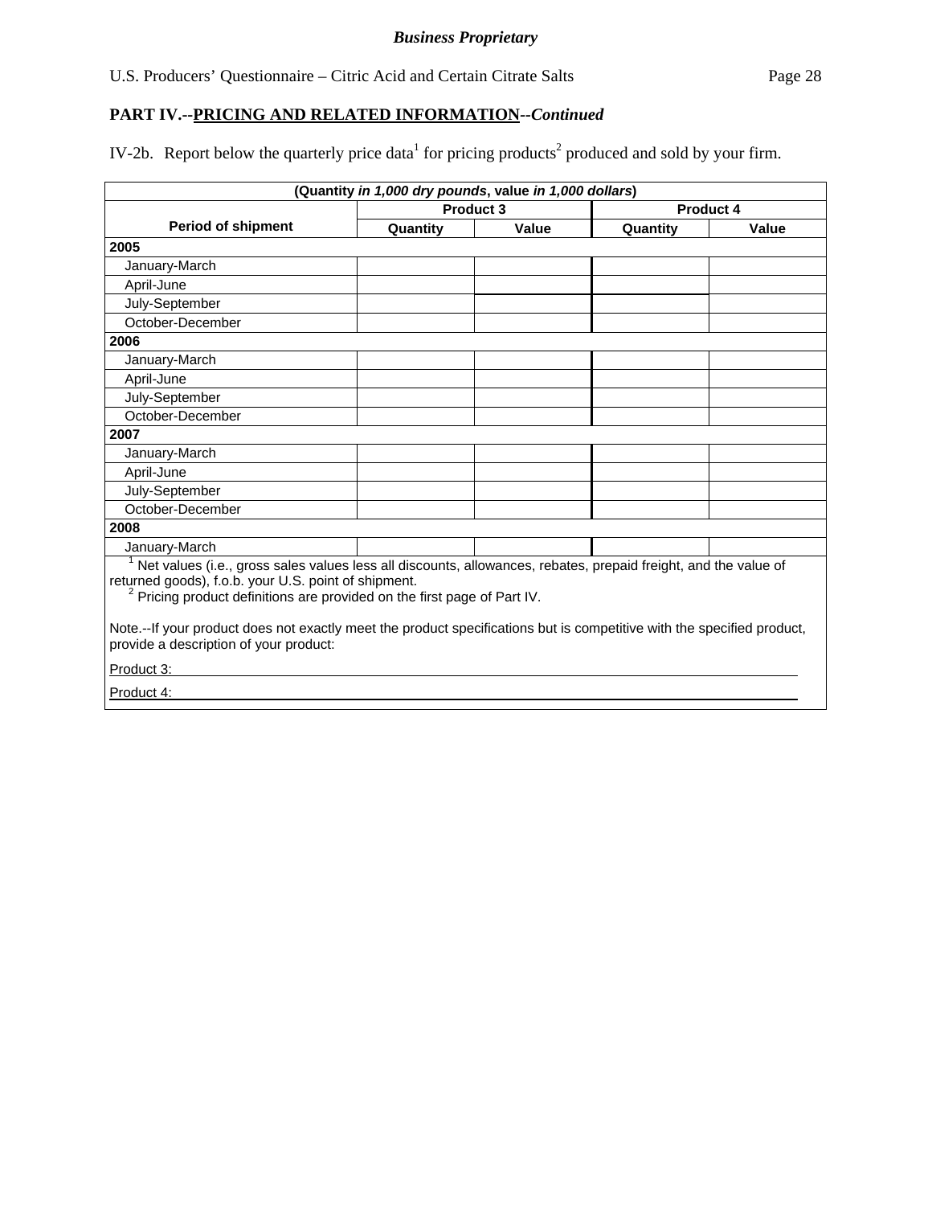**PART IV.--PRICING AND RELATED INFORMATION--*Continued***

IV-2b. Report below the quarterly price data[1] for pricing products[2] produced and sold by your firm.

| (Quantity *in 1,000 dry pounds*, value *in 1,000 dollars*) | | | | |
|---|---|---|---|---|
| Period of shipment | Product 3 | | Product 4 | |
| | Quantity | Value | Quantity | Value |
| **2005** | | | | |
| January-March | | | | |
| April-June | | | | |
| July-September | | | | |
| October-December | | | | |
| **2006** | | | | |
| January-March | | | | |
| April-June | | | | |
| July-September | | | | |
| October-December | | | | |
| **2007** | | | | |
| January-March | | | | |
| April-June | | | | |
| July-September | | | | |
| October-December | | | | |
| **2008** | | | | |
| January-March | | | | |

[1] Net values (i.e., gross sales values less all discounts, allowances, rebates, prepaid freight, and the value of returned goods), f.o.b. your U.S. point of shipment.
[2] Pricing product definitions are provided on the first page of Part IV.

Note.--If your product does not exactly meet the product specifications but is competitive with the specified product, provide a description of your product:

Product 3: ______________________________________________

Product 4: ______________________________________________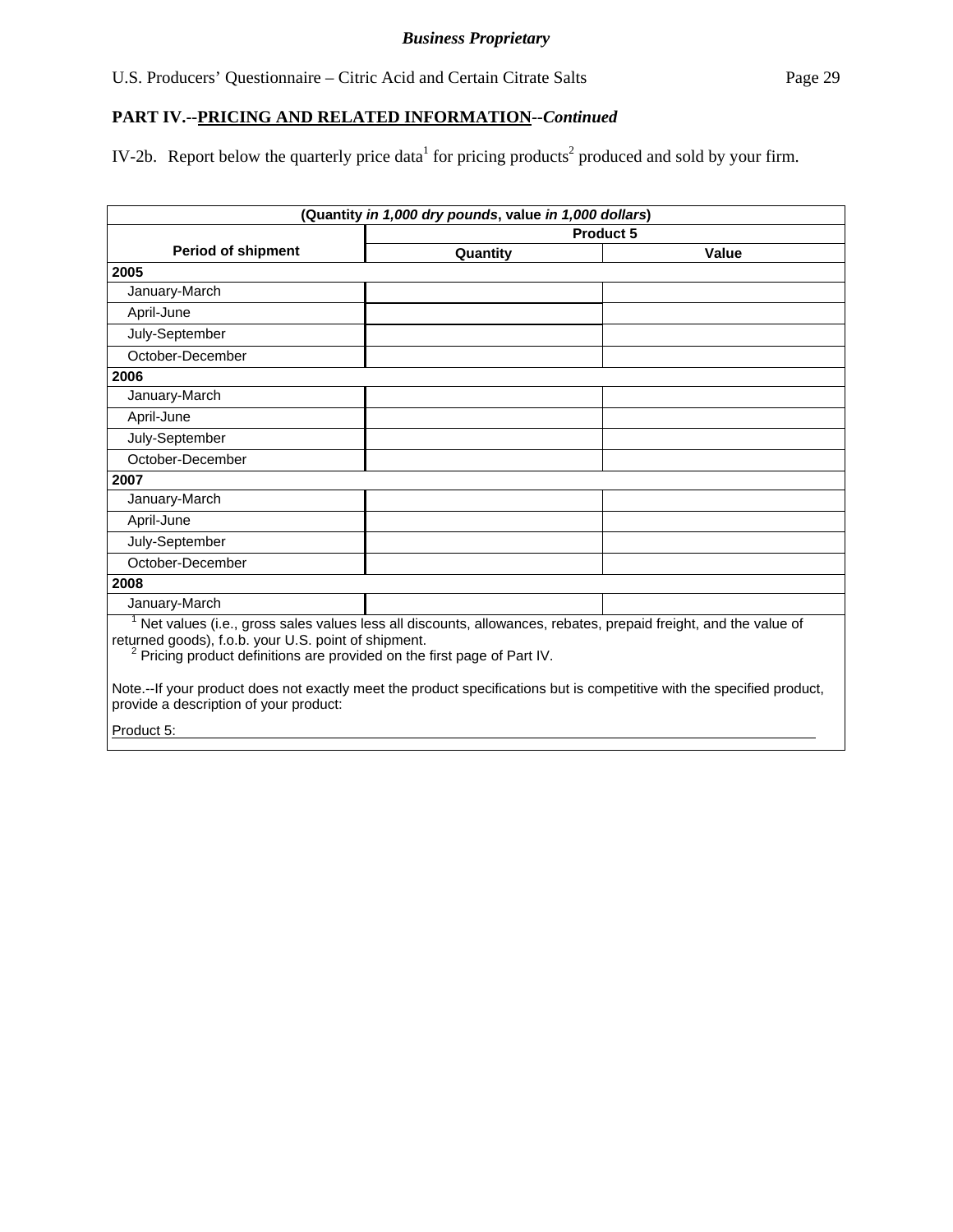*Business Proprietary*

U.S. Producers' Questionnaire – Citric Acid and Certain Citrate Salts

## PART IV.--PRICING AND RELATED INFORMATION--*Continued*

IV-2b. Report below the quarterly price data[1] for pricing products[2] produced and sold by your firm.

| (Quantity *in 1,000 dry pounds*, value *in 1,000 dollars*) | | |
|---|---|---|
| Period of shipment | Product 5 | |
| | Quantity | Value |
| **2005** | | |
| January-March | | |
| April-June | | |
| July-September | | |
| October-December | | |
| **2006** | | |
| January-March | | |
| April-June | | |
| July-September | | |
| October-December | | |
| **2007** | | |
| January-March | | |
| April-June | | |
| July-September | | |
| October-December | | |
| **2008** | | |
| January-March | | |

[1] Net values (i.e., gross sales values less all discounts, allowances, rebates, prepaid freight, and the value of returned goods), f.o.b. your U.S. point of shipment.
[2] Pricing product definitions are provided on the first page of Part IV.

Note.--If your product does not exactly meet the product specifications but is competitive with the specified product, provide a description of your product:

Product 5: ______________________________________________________________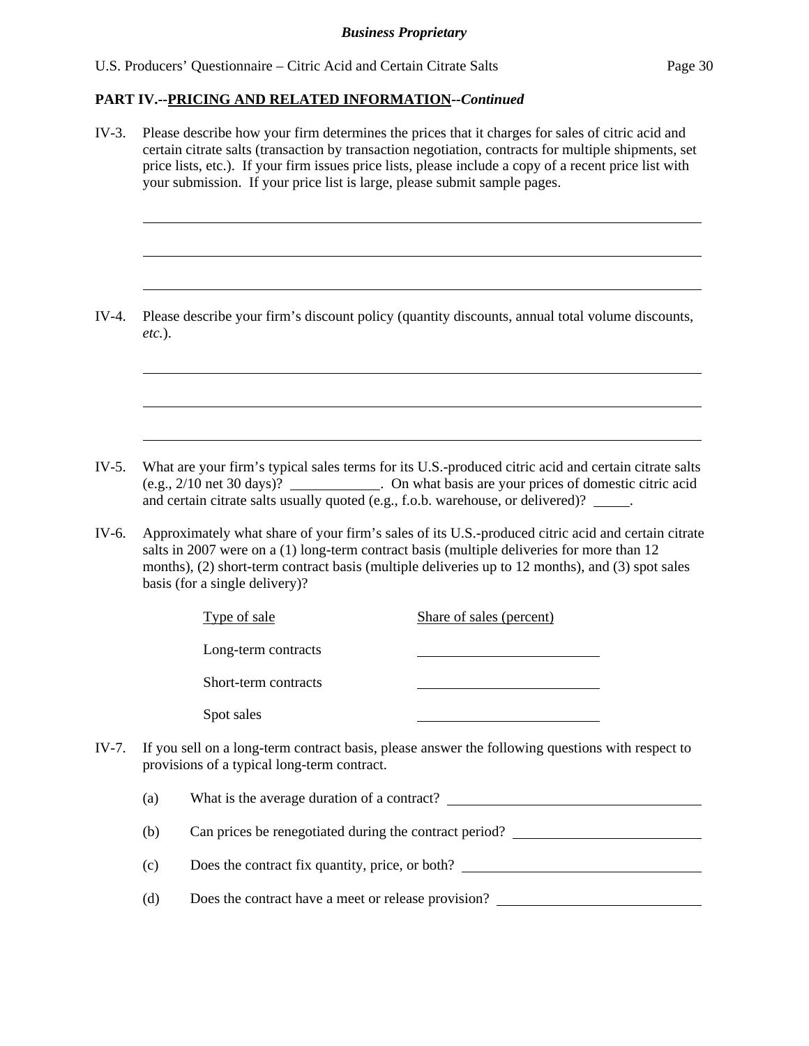**PART IV.--PRICING AND RELATED INFORMATION--*Continued***

IV-3. Please describe how your firm determines the prices that it charges for sales of citric acid and certain citrate salts (transaction by transaction negotiation, contracts for multiple shipments, set price lists, etc.). If your firm issues price lists, please include a copy of a recent price list with your submission. If your price list is large, please submit sample pages.

IV-4. Please describe your firm's discount policy (quantity discounts, annual total volume discounts, *etc.*).

IV-5. What are your firm's typical sales terms for its U.S.-produced citric acid and certain citrate salts (e.g., 2/10 net 30 days)? ____________. On what basis are your prices of domestic citric acid and certain citrate salts usually quoted (e.g., f.o.b. warehouse, or delivered)? _____.

IV-6. Approximately what share of your firm's sales of its U.S.-produced citric acid and certain citrate salts in 2007 were on a (1) long-term contract basis (multiple deliveries for more than 12 months), (2) short-term contract basis (multiple deliveries up to 12 months), and (3) spot sales basis (for a single delivery)?

| Type of sale | Share of sales (percent) |
|---|---|
| Long-term contracts | |
| Short-term contracts | |
| Spot sales | |

IV-7. If you sell on a long-term contract basis, please answer the following questions with respect to provisions of a typical long-term contract.

(a) What is the average duration of a contract? ____________

(b) Can prices be renegotiated during the contract period? ____________

(c) Does the contract fix quantity, price, or both? ____________

(d) Does the contract have a meet or release provision? ____________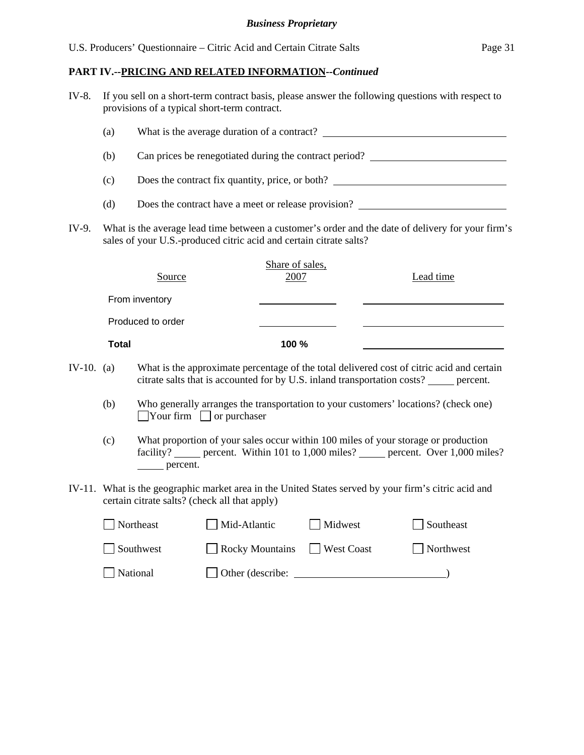**Business Proprietary**

**PART IV.--PRICING AND RELATED INFORMATION--*Continued***

IV-8. If you sell on a short-term contract basis, please answer the following questions with respect to provisions of a typical short-term contract.

(a) What is the average duration of a contract? \_\_\_\_\_\_\_\_\_\_\_\_\_\_\_\_\_\_\_\_

(b) Can prices be renegotiated during the contract period? \_\_\_\_\_\_\_\_\_\_\_\_\_\_\_\_\_\_\_\_

(c) Does the contract fix quantity, price, or both? \_\_\_\_\_\_\_\_\_\_\_\_\_\_\_\_\_\_\_\_

(d) Does the contract have a meet or release provision? \_\_\_\_\_\_\_\_\_\_\_\_\_\_\_\_\_\_\_\_

IV-9. What is the average lead time between a customer's order and the date of delivery for your firm's sales of your U.S.-produced citric acid and certain citrate salts?

| Source | Share of sales, 2007 | Lead time |
|---|---|---|
| From inventory | | |
| Produced to order | | |
| **Total** | **100 %** | |

IV-10. (a) What is the approximate percentage of the total delivered cost of citric acid and certain citrate salts that is accounted for by U.S. inland transportation costs? \_\_\_\_\_ percent.

(b) Who generally arranges the transportation to your customers' locations? (check one)
☐ Your firm ☐ or purchaser

(c) What proportion of your sales occur within 100 miles of your storage or production facility? \_\_\_\_\_ percent. Within 101 to 1,000 miles? \_\_\_\_\_ percent. Over 1,000 miles? \_\_\_\_\_ percent.

IV-11. What is the geographic market area in the United States served by your firm's citric acid and certain citrate salts? (check all that apply)

☐ Northeast ☐ Mid-Atlantic ☐ Midwest ☐ Southeast

☐ Southwest ☐ Rocky Mountains ☐ West Coast ☐ Northwest

☐ National ☐ Other (describe: \_\_\_\_\_\_\_\_\_\_\_\_\_\_\_\_\_\_\_\_)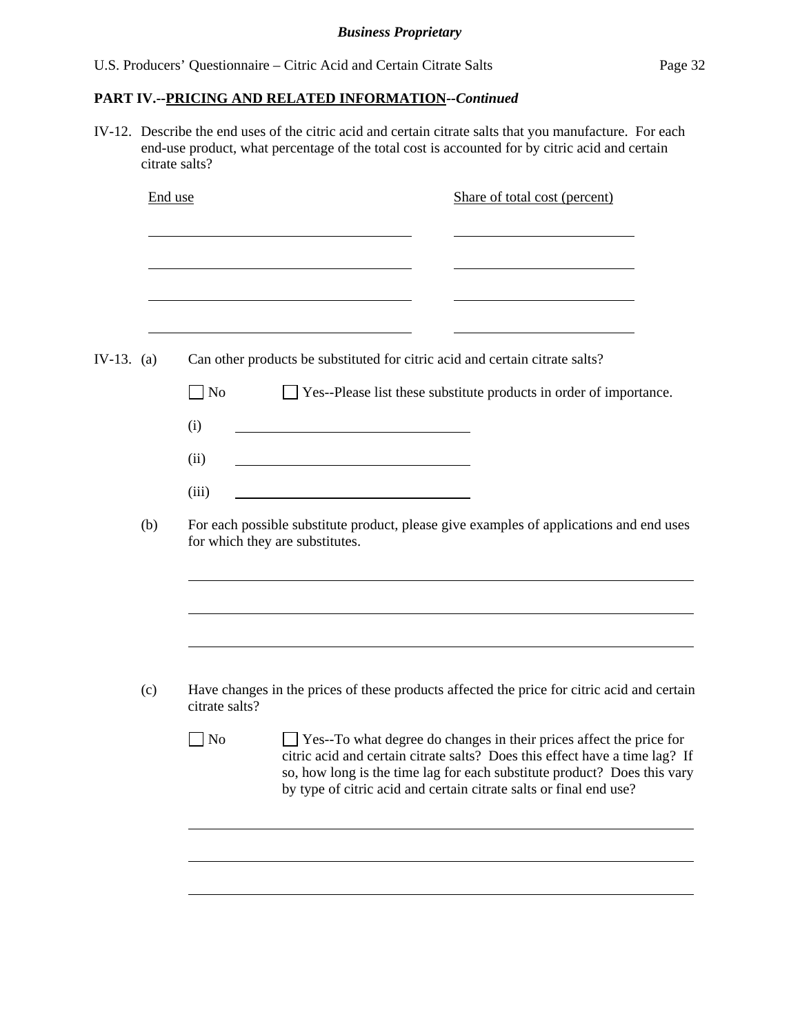***Business Proprietary***

**PART IV.--PRICING AND RELATED INFORMATION--*Continued***

IV-12. Describe the end uses of the citric acid and certain citrate salts that you manufacture. For each end-use product, what percentage of the total cost is accounted for by citric acid and certain citrate salts?

| End use | Share of total cost (percent) |
|---|---|
| | |
| | |
| | |
| | |

IV-13. (a) Can other products be substituted for citric acid and certain citrate salts?

☐ No ☐ Yes--Please list these substitute products in order of importance.

(i) ______________________

(ii) ______________________

(iii) ______________________

(b) For each possible substitute product, please give examples of applications and end uses for which they are substitutes.

______________________

______________________

______________________

(c) Have changes in the prices of these products affected the price for citric acid and certain citrate salts?

☐ No ☐ Yes--To what degree do changes in their prices affect the price for citric acid and certain citrate salts? Does this effect have a time lag? If so, how long is the time lag for each substitute product? Does this vary by type of citric acid and certain citrate salts or final end use?

______________________

______________________

______________________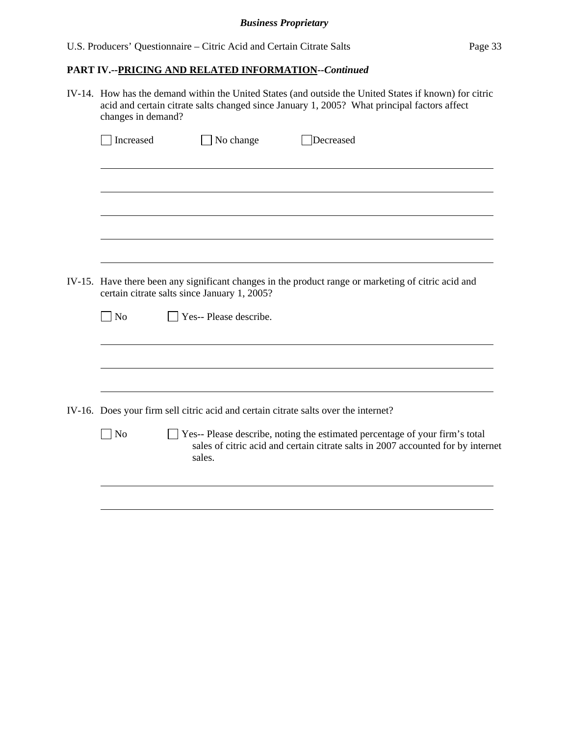## PART IV.--PRICING AND RELATED INFORMATION--*Continued*

IV-14. How has the demand within the United States (and outside the United States if known) for citric acid and certain citrate salts changed since January 1, 2005? What principal factors affect changes in demand?

☐ Increased ☐ No change ☐ Decreased

______________________________________________________________________

______________________________________________________________________

______________________________________________________________________

______________________________________________________________________

______________________________________________________________________

IV-15. Have there been any significant changes in the product range or marketing of citric acid and certain citrate salts since January 1, 2005?

☐ No ☐ Yes-- Please describe.

______________________________________________________________________

______________________________________________________________________

______________________________________________________________________

IV-16. Does your firm sell citric acid and certain citrate salts over the internet?

☐ No ☐ Yes-- Please describe, noting the estimated percentage of your firm's total sales of citric acid and certain citrate salts in 2007 accounted for by internet sales.

______________________________________________________________________

______________________________________________________________________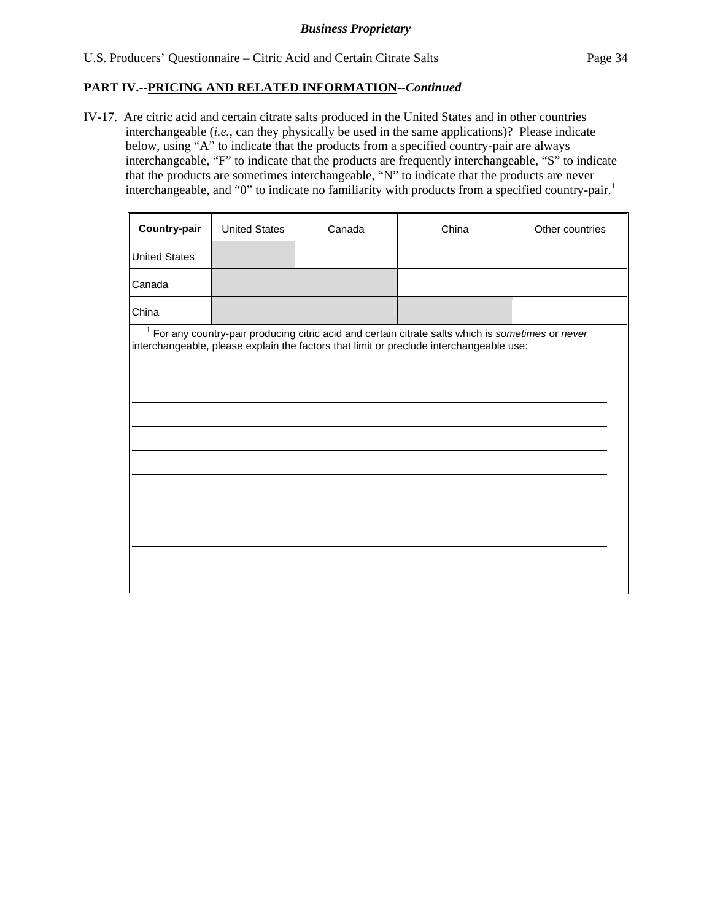*Business Proprietary*

U.S. Producers' Questionnaire – Citric Acid and Certain Citrate Salts

**PART IV.--PRICING AND RELATED INFORMATION--*Continued***

IV-17. Are citric acid and certain citrate salts produced in the United States and in other countries interchangeable (*i.e.*, can they physically be used in the same applications)? Please indicate below, using "A" to indicate that the products from a specified country-pair are always interchangeable, "F" to indicate that the products are frequently interchangeable, "S" to indicate that the products are sometimes interchangeable, "N" to indicate that the products are never interchangeable, and "0" to indicate no familiarity with products from a specified country-pair.[1]

| **Country-pair** | United States | Canada | China | Other countries |
|---|---|---|---|---|
| United States | | | | |
| Canada | | | | |
| China | | | | |

[1] For any country-pair producing citric acid and certain citrate salts which is *sometimes* or *never* interchangeable, please explain the factors that limit or preclude interchangeable use:

______________________________________________________________________

______________________________________________________________________

______________________________________________________________________

______________________________________________________________________

______________________________________________________________________

______________________________________________________________________

______________________________________________________________________

______________________________________________________________________

______________________________________________________________________

______________________________________________________________________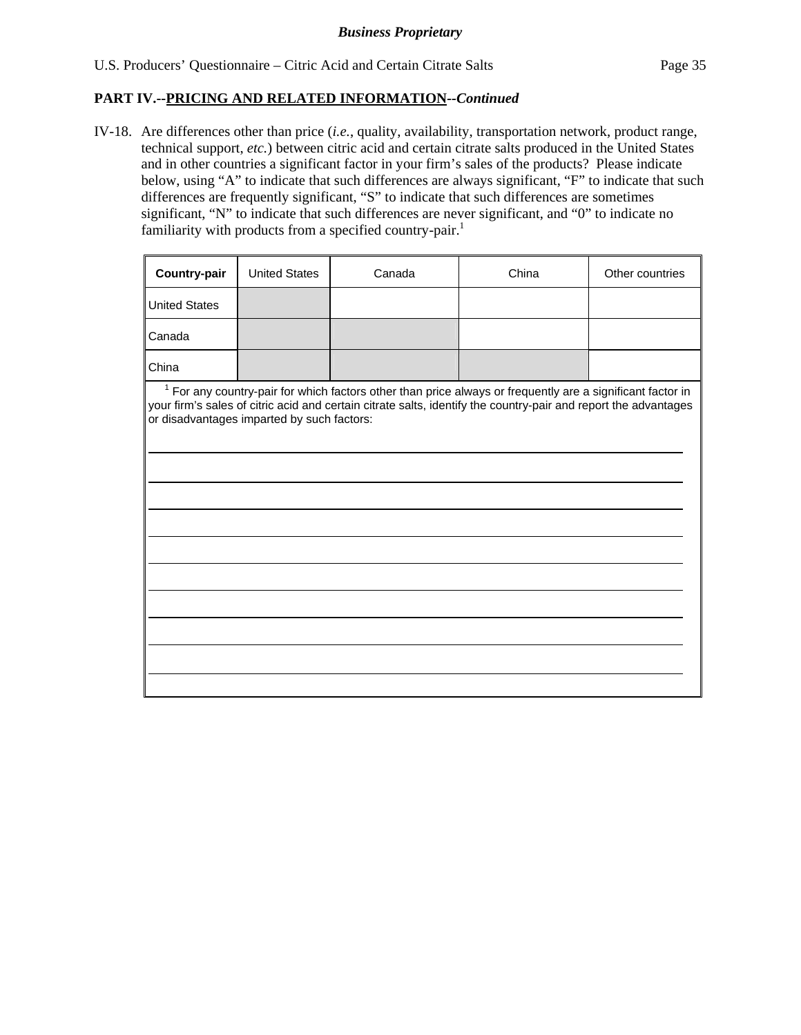**Business Proprietary**

## PART IV.--PRICING AND RELATED INFORMATION--*Continued*

IV-18. Are differences other than price (*i.e.*, quality, availability, transportation network, product range, technical support, *etc.*) between citric acid and certain citrate salts produced in the United States and in other countries a significant factor in your firm's sales of the products? Please indicate below, using "A" to indicate that such differences are always significant, "F" to indicate that such differences are frequently significant, "S" to indicate that such differences are sometimes significant, "N" to indicate that such differences are never significant, and "0" to indicate no familiarity with products from a specified country-pair.[1]

| **Country-pair** | United States | Canada | China | Other countries |
|---|---|---|---|---|
| United States | | | | |
| Canada | | | | |
| China | | | | |

[1] For any country-pair for which factors other than price always or frequently are a significant factor in your firm's sales of citric acid and certain citrate salts, identify the country-pair and report the advantages or disadvantages imparted by such factors:

______________________________________________________________________

______________________________________________________________________

______________________________________________________________________

______________________________________________________________________

______________________________________________________________________

______________________________________________________________________

______________________________________________________________________

______________________________________________________________________

______________________________________________________________________

______________________________________________________________________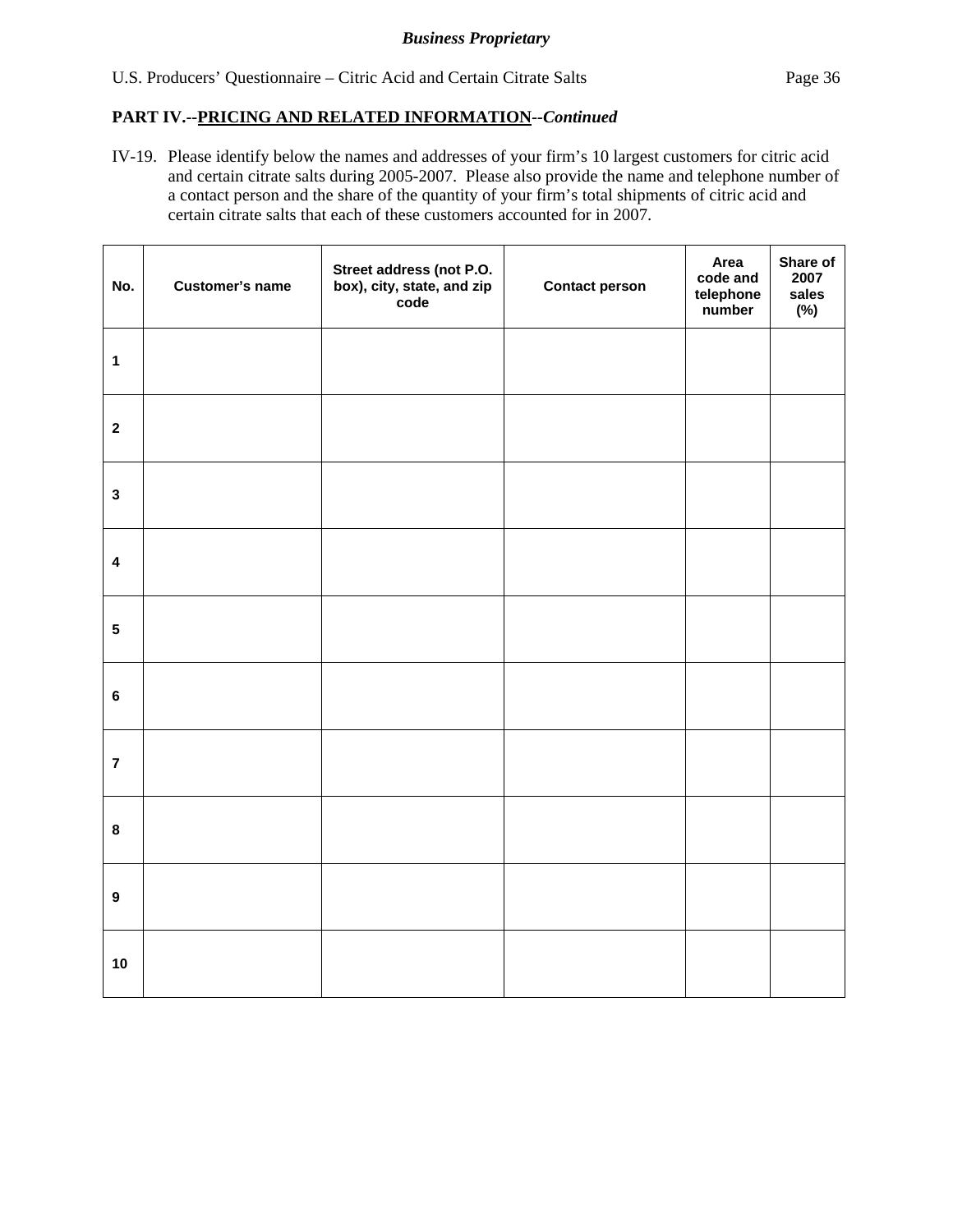*Business Proprietary*

## PART IV.--PRICING AND RELATED INFORMATION--*Continued*

IV-19. Please identify below the names and addresses of your firm's 10 largest customers for citric acid and certain citrate salts during 2005-2007. Please also provide the name and telephone number of a contact person and the share of the quantity of your firm's total shipments of citric acid and certain citrate salts that each of these customers accounted for in 2007.

| No. | Customer's name | Street address (not P.O. box), city, state, and zip code | Contact person | Area code and telephone number | Share of 2007 sales (%) |
|---|---|---|---|---|---|
| 1 | | | | | |
| 2 | | | | | |
| 3 | | | | | |
| 4 | | | | | |
| 5 | | | | | |
| 6 | | | | | |
| 7 | | | | | |
| 8 | | | | | |
| 9 | | | | | |
| 10 | | | | | |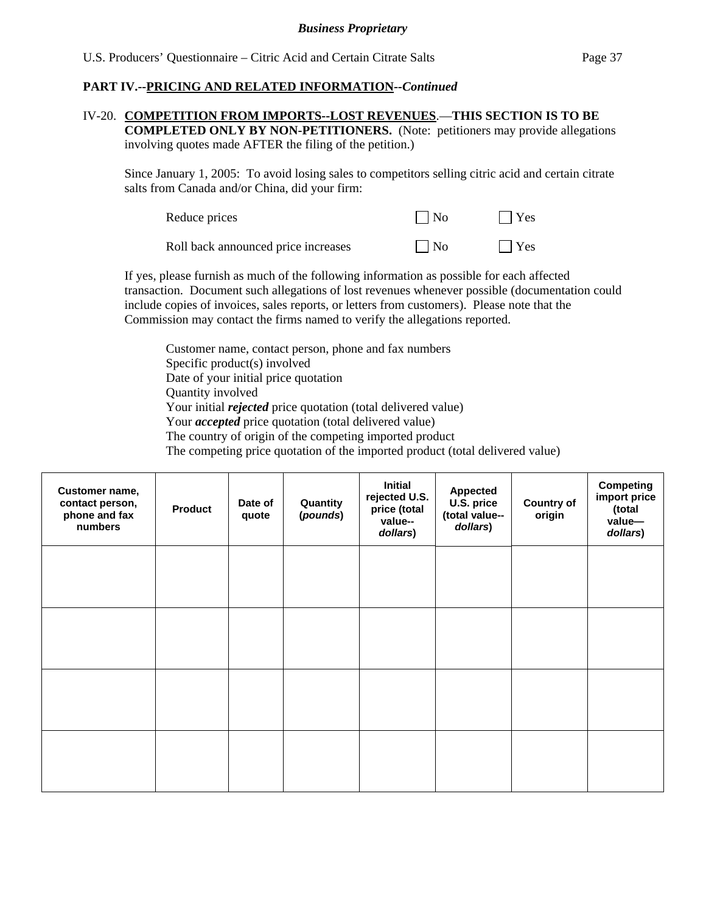**Business Proprietary**

U.S. Producers' Questionnaire – Citric Acid and Certain Citrate Salts

**PART IV.--PRICING AND RELATED INFORMATION--*Continued***

IV-20. **COMPETITION FROM IMPORTS--LOST REVENUES.—THIS SECTION IS TO BE COMPLETED ONLY BY NON-PETITIONERS.** (Note: petitioners may provide allegations involving quotes made AFTER the filing of the petition.)

Since January 1, 2005: To avoid losing sales to competitors selling citric acid and certain citrate salts from Canada and/or China, did your firm:

Reduce prices ☐ No ☐ Yes

Roll back announced price increases ☐ No ☐ Yes

If yes, please furnish as much of the following information as possible for each affected transaction. Document such allegations of lost revenues whenever possible (documentation could include copies of invoices, sales reports, or letters from customers). Please note that the Commission may contact the firms named to verify the allegations reported.

Customer name, contact person, phone and fax numbers
Specific product(s) involved
Date of your initial price quotation
Quantity involved
Your initial ***rejected*** price quotation (total delivered value)
Your ***accepted*** price quotation (total delivered value)
The country of origin of the competing imported product
The competing price quotation of the imported product (total delivered value)

| Customer name, contact person, phone and fax numbers | Product | Date of quote | Quantity (*pounds*) | Initial rejected U.S. price (total value--*dollars*) | Appected U.S. price (total value--*dollars*) | Country of origin | Competing import price (total value—*dollars*) |
|---|---|---|---|---|---|---|---|
| | | | | | | | |
| | | | | | | | |
| | | | | | | | |
| | | | | | | | |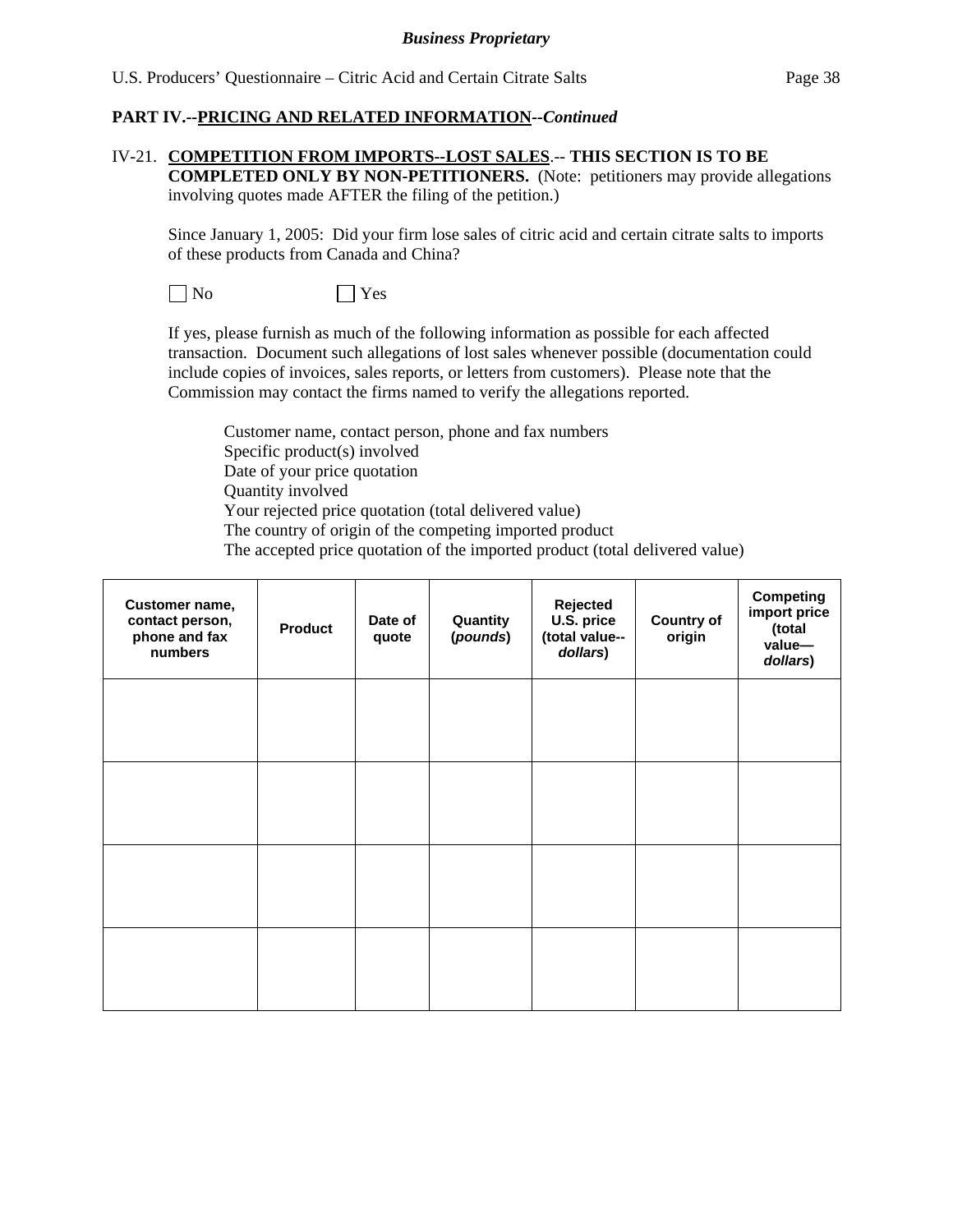**PART IV.--PRICING AND RELATED INFORMATION--*Continued***

IV-21. **COMPETITION FROM IMPORTS--LOST SALES.-- THIS SECTION IS TO BE COMPLETED ONLY BY NON-PETITIONERS.** (Note: petitioners may provide allegations involving quotes made AFTER the filing of the petition.)

Since January 1, 2005: Did your firm lose sales of citric acid and certain citrate salts to imports of these products from Canada and China?

☐ No ☐ Yes

If yes, please furnish as much of the following information as possible for each affected transaction. Document such allegations of lost sales whenever possible (documentation could include copies of invoices, sales reports, or letters from customers). Please note that the Commission may contact the firms named to verify the allegations reported.

Customer name, contact person, phone and fax numbers
Specific product(s) involved
Date of your price quotation
Quantity involved
Your rejected price quotation (total delivered value)
The country of origin of the competing imported product
The accepted price quotation of the imported product (total delivered value)

| Customer name, contact person, phone and fax numbers | Product | Date of quote | Quantity (*pounds*) | Rejected U.S. price (total value--*dollars*) | Country of origin | Competing import price (total value—*dollars*) |
|---|---|---|---|---|---|---|
| | | | | | | |
| | | | | | | |
| | | | | | | |
| | | | | | | |